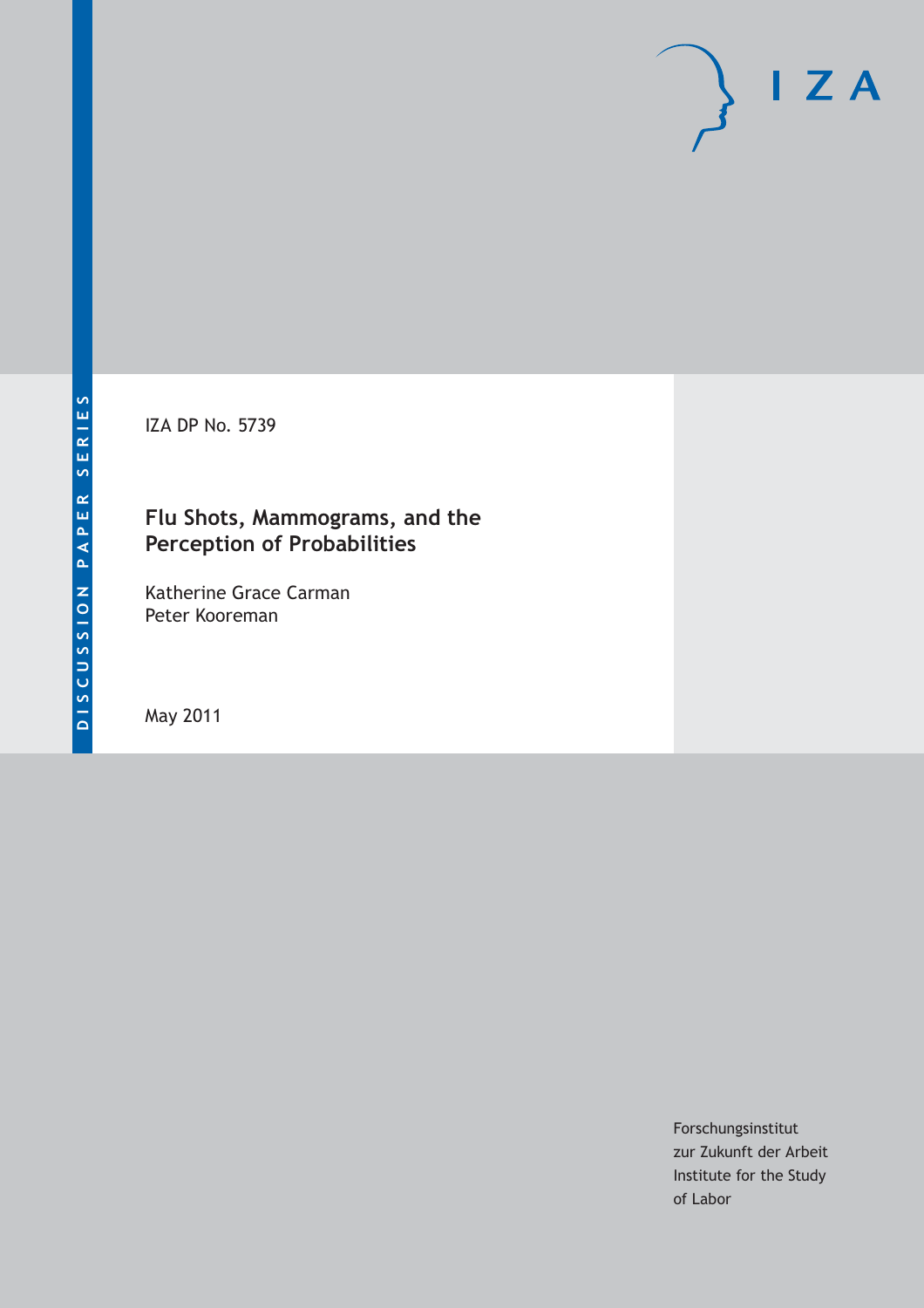DISCUSSION PAPER SERIES

IZA DP No. 5739

# Flu Shots, Mammograms, and the Perception of Probabilities

Katherine Grace Carman
Peter Kooreman

May 2011

Forschungsinstitut
zur Zukunft der Arbeit
Institute for the Study
of Labor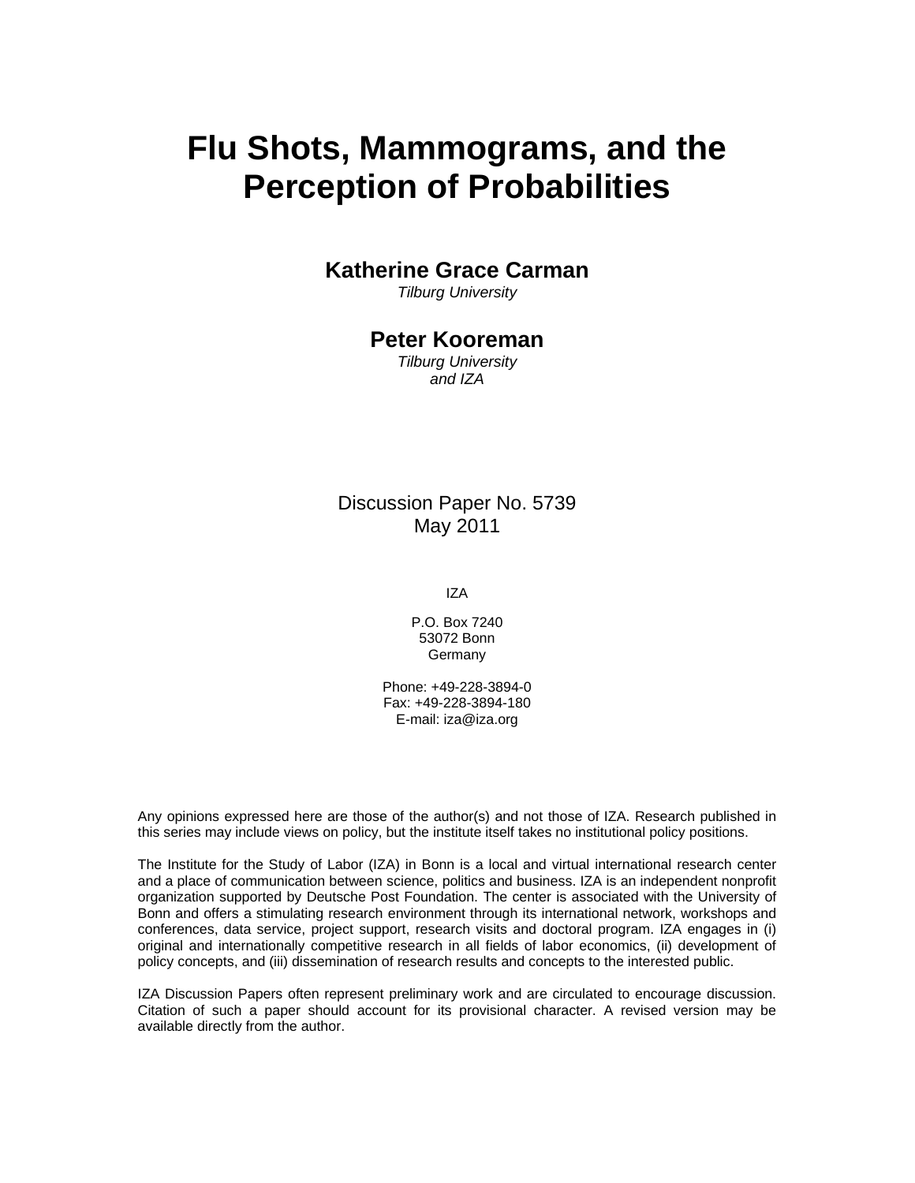# Flu Shots, Mammograms, and the Perception of Probabilities

**Katherine Grace Carman**
*Tilburg University*

**Peter Kooreman**
*Tilburg University*
*and IZA*

Discussion Paper No. 5739
May 2011

IZA

P.O. Box 7240
53072 Bonn
Germany

Phone: +49-228-3894-0
Fax: +49-228-3894-180
E-mail: iza@iza.org

Any opinions expressed here are those of the author(s) and not those of IZA. Research published in this series may include views on policy, but the institute itself takes no institutional policy positions.

The Institute for the Study of Labor (IZA) in Bonn is a local and virtual international research center and a place of communication between science, politics and business. IZA is an independent nonprofit organization supported by Deutsche Post Foundation. The center is associated with the University of Bonn and offers a stimulating research environment through its international network, workshops and conferences, data service, project support, research visits and doctoral program. IZA engages in (i) original and internationally competitive research in all fields of labor economics, (ii) development of policy concepts, and (iii) dissemination of research results and concepts to the interested public.

IZA Discussion Papers often represent preliminary work and are circulated to encourage discussion. Citation of such a paper should account for its provisional character. A revised version may be available directly from the author.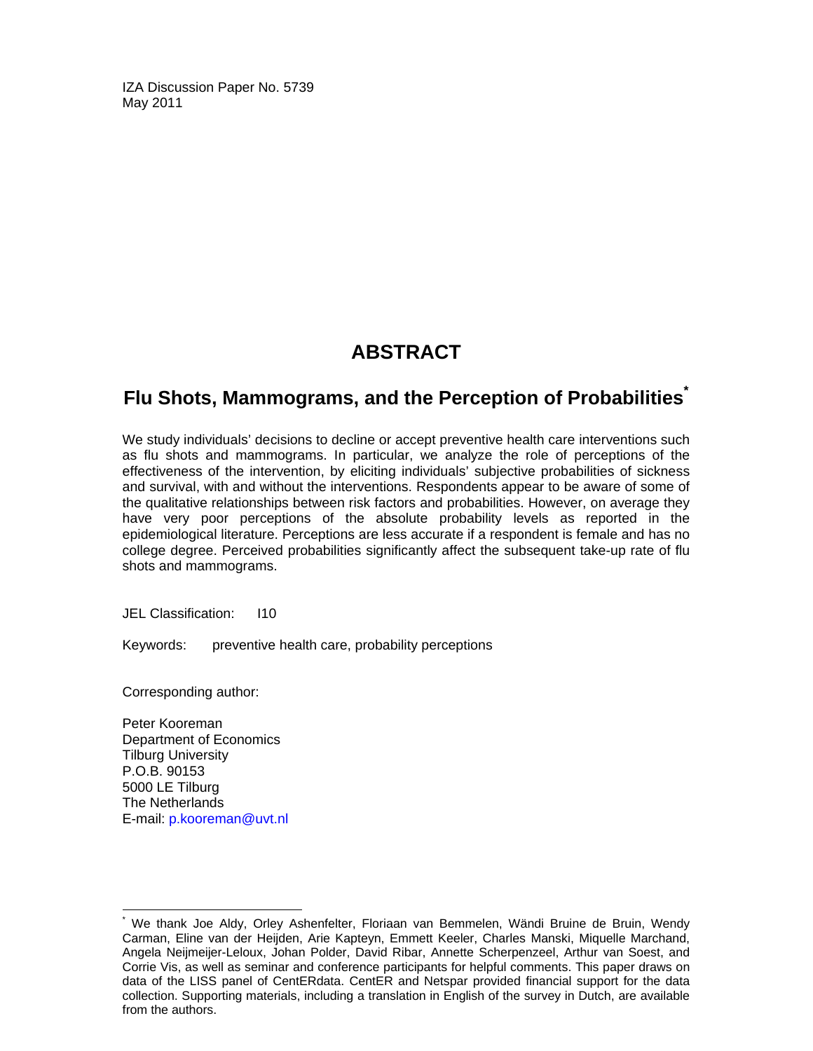IZA Discussion Paper No. 5739
May 2011

## ABSTRACT

## Flu Shots, Mammograms, and the Perception of Probabilities*

We study individuals' decisions to decline or accept preventive health care interventions such as flu shots and mammograms. In particular, we analyze the role of perceptions of the effectiveness of the intervention, by eliciting individuals' subjective probabilities of sickness and survival, with and without the interventions. Respondents appear to be aware of some of the qualitative relationships between risk factors and probabilities. However, on average they have very poor perceptions of the absolute probability levels as reported in the epidemiological literature. Perceptions are less accurate if a respondent is female and has no college degree. Perceived probabilities significantly affect the subsequent take-up rate of flu shots and mammograms.

JEL Classification: I10

Keywords: preventive health care, probability perceptions

Corresponding author:

Peter Kooreman
Department of Economics
Tilburg University
P.O.B. 90153
5000 LE Tilburg
The Netherlands
E-mail: p.kooreman@uvt.nl

---

* We thank Joe Aldy, Orley Ashenfelter, Floriaan van Bemmelen, Wändi Bruine de Bruin, Wendy Carman, Eline van der Heijden, Arie Kapteyn, Emmett Keeler, Charles Manski, Miquelle Marchand, Angela Neijmeijer-Leloux, Johan Polder, David Ribar, Annette Scherpenzeel, Arthur van Soest, and Corrie Vis, as well as seminar and conference participants for helpful comments. This paper draws on data of the LISS panel of CentERdata. CentER and Netspar provided financial support for the data collection. Supporting materials, including a translation in English of the survey in Dutch, are available from the authors.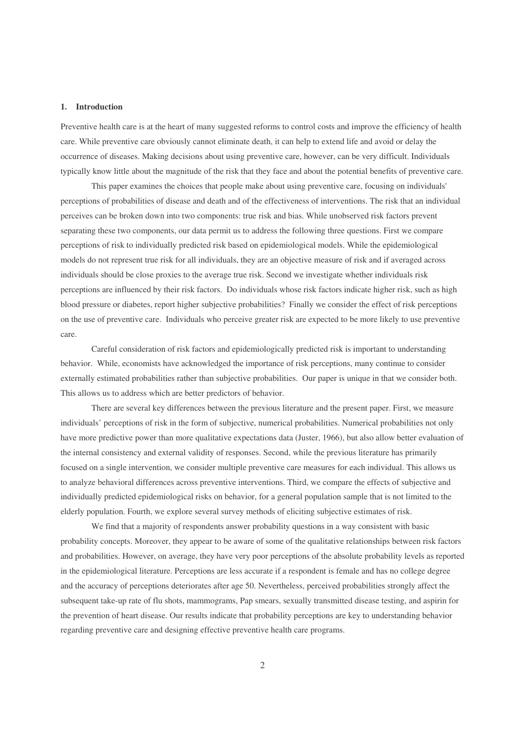## 1. Introduction

Preventive health care is at the heart of many suggested reforms to control costs and improve the efficiency of health care. While preventive care obviously cannot eliminate death, it can help to extend life and avoid or delay the occurrence of diseases. Making decisions about using preventive care, however, can be very difficult. Individuals typically know little about the magnitude of the risk that they face and about the potential benefits of preventive care.

This paper examines the choices that people make about using preventive care, focusing on individuals' perceptions of probabilities of disease and death and of the effectiveness of interventions. The risk that an individual perceives can be broken down into two components: true risk and bias. While unobserved risk factors prevent separating these two components, our data permit us to address the following three questions. First we compare perceptions of risk to individually predicted risk based on epidemiological models. While the epidemiological models do not represent true risk for all individuals, they are an objective measure of risk and if averaged across individuals should be close proxies to the average true risk. Second we investigate whether individuals risk perceptions are influenced by their risk factors. Do individuals whose risk factors indicate higher risk, such as high blood pressure or diabetes, report higher subjective probabilities? Finally we consider the effect of risk perceptions on the use of preventive care. Individuals who perceive greater risk are expected to be more likely to use preventive care.

Careful consideration of risk factors and epidemiologically predicted risk is important to understanding behavior. While, economists have acknowledged the importance of risk perceptions, many continue to consider externally estimated probabilities rather than subjective probabilities. Our paper is unique in that we consider both. This allows us to address which are better predictors of behavior.

There are several key differences between the previous literature and the present paper. First, we measure individuals' perceptions of risk in the form of subjective, numerical probabilities. Numerical probabilities not only have more predictive power than more qualitative expectations data (Juster, 1966), but also allow better evaluation of the internal consistency and external validity of responses. Second, while the previous literature has primarily focused on a single intervention, we consider multiple preventive care measures for each individual. This allows us to analyze behavioral differences across preventive interventions. Third, we compare the effects of subjective and individually predicted epidemiological risks on behavior, for a general population sample that is not limited to the elderly population. Fourth, we explore several survey methods of eliciting subjective estimates of risk.

We find that a majority of respondents answer probability questions in a way consistent with basic probability concepts. Moreover, they appear to be aware of some of the qualitative relationships between risk factors and probabilities. However, on average, they have very poor perceptions of the absolute probability levels as reported in the epidemiological literature. Perceptions are less accurate if a respondent is female and has no college degree and the accuracy of perceptions deteriorates after age 50. Nevertheless, perceived probabilities strongly affect the subsequent take-up rate of flu shots, mammograms, Pap smears, sexually transmitted disease testing, and aspirin for the prevention of heart disease. Our results indicate that probability perceptions are key to understanding behavior regarding preventive care and designing effective preventive health care programs.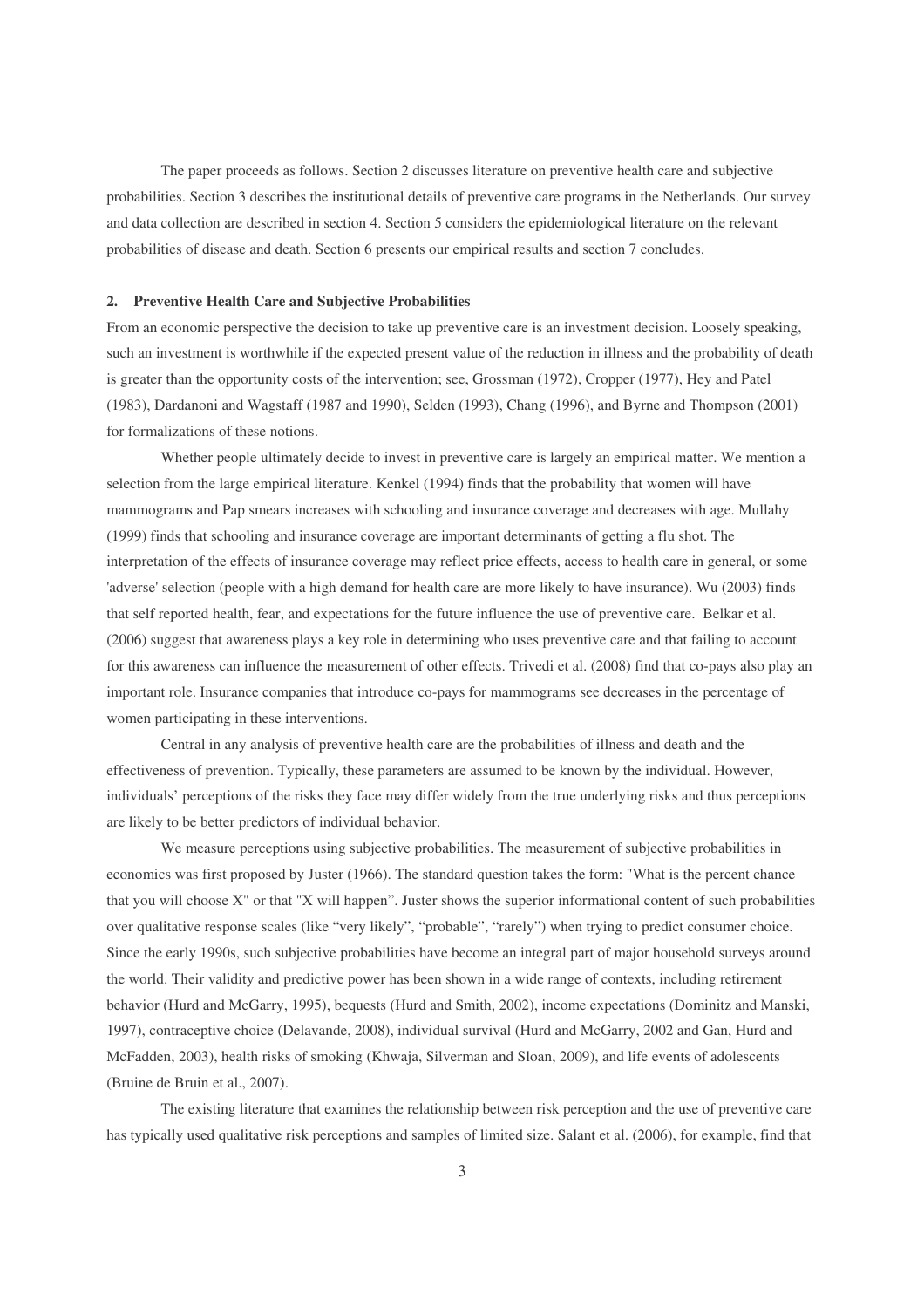The paper proceeds as follows. Section 2 discusses literature on preventive health care and subjective probabilities. Section 3 describes the institutional details of preventive care programs in the Netherlands. Our survey and data collection are described in section 4. Section 5 considers the epidemiological literature on the relevant probabilities of disease and death. Section 6 presents our empirical results and section 7 concludes.

## 2. Preventive Health Care and Subjective Probabilities

From an economic perspective the decision to take up preventive care is an investment decision. Loosely speaking, such an investment is worthwhile if the expected present value of the reduction in illness and the probability of death is greater than the opportunity costs of the intervention; see, Grossman (1972), Cropper (1977), Hey and Patel (1983), Dardanoni and Wagstaff (1987 and 1990), Selden (1993), Chang (1996), and Byrne and Thompson (2001) for formalizations of these notions.

Whether people ultimately decide to invest in preventive care is largely an empirical matter. We mention a selection from the large empirical literature. Kenkel (1994) finds that the probability that women will have mammograms and Pap smears increases with schooling and insurance coverage and decreases with age. Mullahy (1999) finds that schooling and insurance coverage are important determinants of getting a flu shot. The interpretation of the effects of insurance coverage may reflect price effects, access to health care in general, or some 'adverse' selection (people with a high demand for health care are more likely to have insurance). Wu (2003) finds that self reported health, fear, and expectations for the future influence the use of preventive care. Belkar et al. (2006) suggest that awareness plays a key role in determining who uses preventive care and that failing to account for this awareness can influence the measurement of other effects. Trivedi et al. (2008) find that co-pays also play an important role. Insurance companies that introduce co-pays for mammograms see decreases in the percentage of women participating in these interventions.

Central in any analysis of preventive health care are the probabilities of illness and death and the effectiveness of prevention. Typically, these parameters are assumed to be known by the individual. However, individuals' perceptions of the risks they face may differ widely from the true underlying risks and thus perceptions are likely to be better predictors of individual behavior.

We measure perceptions using subjective probabilities. The measurement of subjective probabilities in economics was first proposed by Juster (1966). The standard question takes the form: "What is the percent chance that you will choose X" or that "X will happen". Juster shows the superior informational content of such probabilities over qualitative response scales (like "very likely", "probable", "rarely") when trying to predict consumer choice. Since the early 1990s, such subjective probabilities have become an integral part of major household surveys around the world. Their validity and predictive power has been shown in a wide range of contexts, including retirement behavior (Hurd and McGarry, 1995), bequests (Hurd and Smith, 2002), income expectations (Dominitz and Manski, 1997), contraceptive choice (Delavande, 2008), individual survival (Hurd and McGarry, 2002 and Gan, Hurd and McFadden, 2003), health risks of smoking (Khwaja, Silverman and Sloan, 2009), and life events of adolescents (Bruine de Bruin et al., 2007).

The existing literature that examines the relationship between risk perception and the use of preventive care has typically used qualitative risk perceptions and samples of limited size. Salant et al. (2006), for example, find that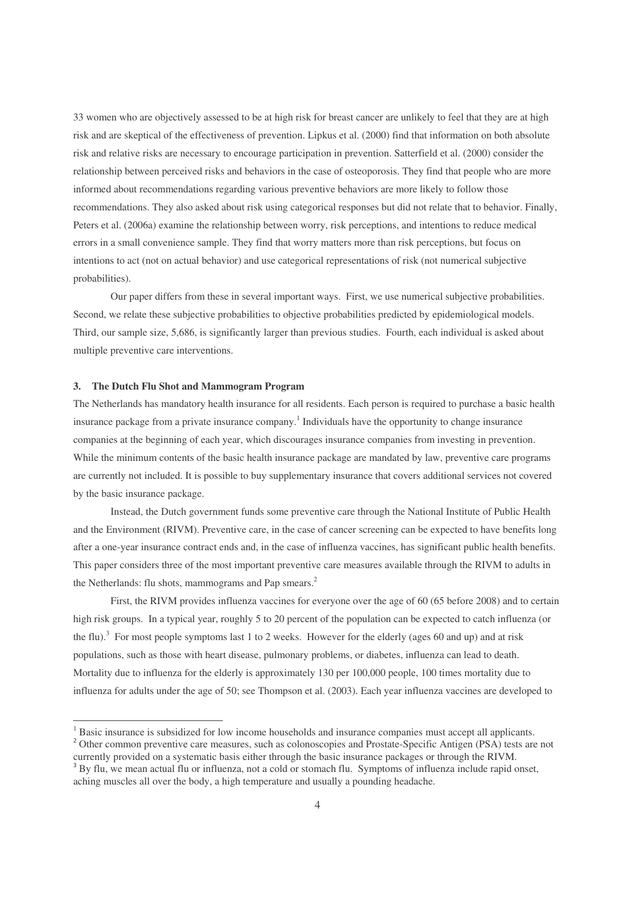33 women who are objectively assessed to be at high risk for breast cancer are unlikely to feel that they are at high risk and are skeptical of the effectiveness of prevention. Lipkus et al. (2000) find that information on both absolute risk and relative risks are necessary to encourage participation in prevention. Satterfield et al. (2000) consider the relationship between perceived risks and behaviors in the case of osteoporosis. They find that people who are more informed about recommendations regarding various preventive behaviors are more likely to follow those recommendations. They also asked about risk using categorical responses but did not relate that to behavior. Finally, Peters et al. (2006a) examine the relationship between worry, risk perceptions, and intentions to reduce medical errors in a small convenience sample. They find that worry matters more than risk perceptions, but focus on intentions to act (not on actual behavior) and use categorical representations of risk (not numerical subjective probabilities).

Our paper differs from these in several important ways. First, we use numerical subjective probabilities. Second, we relate these subjective probabilities to objective probabilities predicted by epidemiological models. Third, our sample size, 5,686, is significantly larger than previous studies. Fourth, each individual is asked about multiple preventive care interventions.

## 3. The Dutch Flu Shot and Mammogram Program

The Netherlands has mandatory health insurance for all residents. Each person is required to purchase a basic health insurance package from a private insurance company.[1] Individuals have the opportunity to change insurance companies at the beginning of each year, which discourages insurance companies from investing in prevention. While the minimum contents of the basic health insurance package are mandated by law, preventive care programs are currently not included. It is possible to buy supplementary insurance that covers additional services not covered by the basic insurance package.

Instead, the Dutch government funds some preventive care through the National Institute of Public Health and the Environment (RIVM). Preventive care, in the case of cancer screening can be expected to have benefits long after a one-year insurance contract ends and, in the case of influenza vaccines, has significant public health benefits. This paper considers three of the most important preventive care measures available through the RIVM to adults in the Netherlands: flu shots, mammograms and Pap smears.[2]

First, the RIVM provides influenza vaccines for everyone over the age of 60 (65 before 2008) and to certain high risk groups. In a typical year, roughly 5 to 20 percent of the population can be expected to catch influenza (or the flu).[3] For most people symptoms last 1 to 2 weeks. However for the elderly (ages 60 and up) and at risk populations, such as those with heart disease, pulmonary problems, or diabetes, influenza can lead to death. Mortality due to influenza for the elderly is approximately 130 per 100,000 people, 100 times mortality due to influenza for adults under the age of 50; see Thompson et al. (2003). Each year influenza vaccines are developed to

---

[1] Basic insurance is subsidized for low income households and insurance companies must accept all applicants.

[2] Other common preventive care measures, such as colonoscopies and Prostate-Specific Antigen (PSA) tests are not currently provided on a systematic basis either through the basic insurance packages or through the RIVM.

[3] By flu, we mean actual flu or influenza, not a cold or stomach flu. Symptoms of influenza include rapid onset, aching muscles all over the body, a high temperature and usually a pounding headache.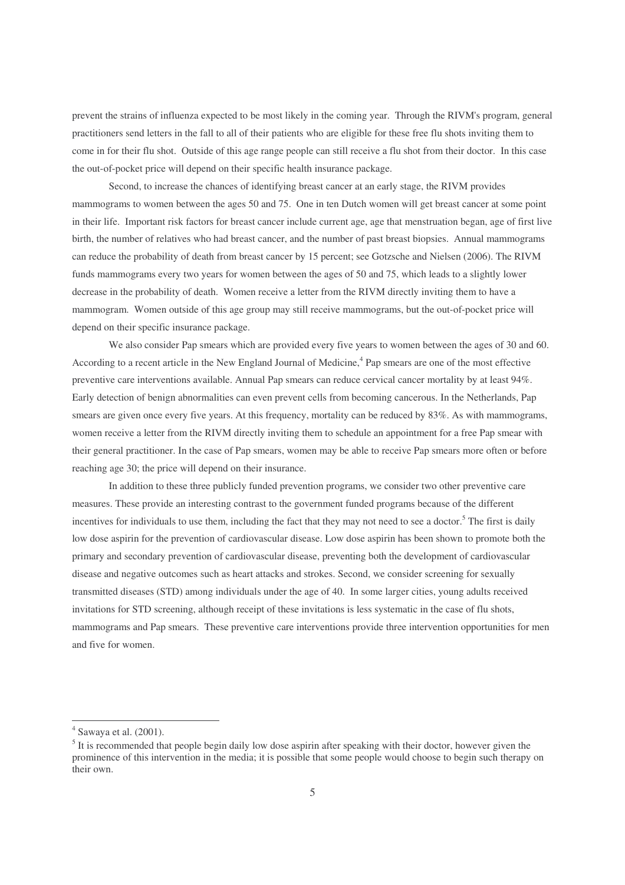prevent the strains of influenza expected to be most likely in the coming year. Through the RIVM's program, general practitioners send letters in the fall to all of their patients who are eligible for these free flu shots inviting them to come in for their flu shot. Outside of this age range people can still receive a flu shot from their doctor. In this case the out-of-pocket price will depend on their specific health insurance package.

Second, to increase the chances of identifying breast cancer at an early stage, the RIVM provides mammograms to women between the ages 50 and 75. One in ten Dutch women will get breast cancer at some point in their life. Important risk factors for breast cancer include current age, age that menstruation began, age of first live birth, the number of relatives who had breast cancer, and the number of past breast biopsies. Annual mammograms can reduce the probability of death from breast cancer by 15 percent; see Gotzsche and Nielsen (2006). The RIVM funds mammograms every two years for women between the ages of 50 and 75, which leads to a slightly lower decrease in the probability of death. Women receive a letter from the RIVM directly inviting them to have a mammogram. Women outside of this age group may still receive mammograms, but the out-of-pocket price will depend on their specific insurance package.

We also consider Pap smears which are provided every five years to women between the ages of 30 and 60. According to a recent article in the New England Journal of Medicine,[4] Pap smears are one of the most effective preventive care interventions available. Annual Pap smears can reduce cervical cancer mortality by at least 94%. Early detection of benign abnormalities can even prevent cells from becoming cancerous. In the Netherlands, Pap smears are given once every five years. At this frequency, mortality can be reduced by 83%. As with mammograms, women receive a letter from the RIVM directly inviting them to schedule an appointment for a free Pap smear with their general practitioner. In the case of Pap smears, women may be able to receive Pap smears more often or before reaching age 30; the price will depend on their insurance.

In addition to these three publicly funded prevention programs, we consider two other preventive care measures. These provide an interesting contrast to the government funded programs because of the different incentives for individuals to use them, including the fact that they may not need to see a doctor.[5] The first is daily low dose aspirin for the prevention of cardiovascular disease. Low dose aspirin has been shown to promote both the primary and secondary prevention of cardiovascular disease, preventing both the development of cardiovascular disease and negative outcomes such as heart attacks and strokes. Second, we consider screening for sexually transmitted diseases (STD) among individuals under the age of 40. In some larger cities, young adults received invitations for STD screening, although receipt of these invitations is less systematic in the case of flu shots, mammograms and Pap smears. These preventive care interventions provide three intervention opportunities for men and five for women.

---

[4] Sawaya et al. (2001).

[5] It is recommended that people begin daily low dose aspirin after speaking with their doctor, however given the prominence of this intervention in the media; it is possible that some people would choose to begin such therapy on their own.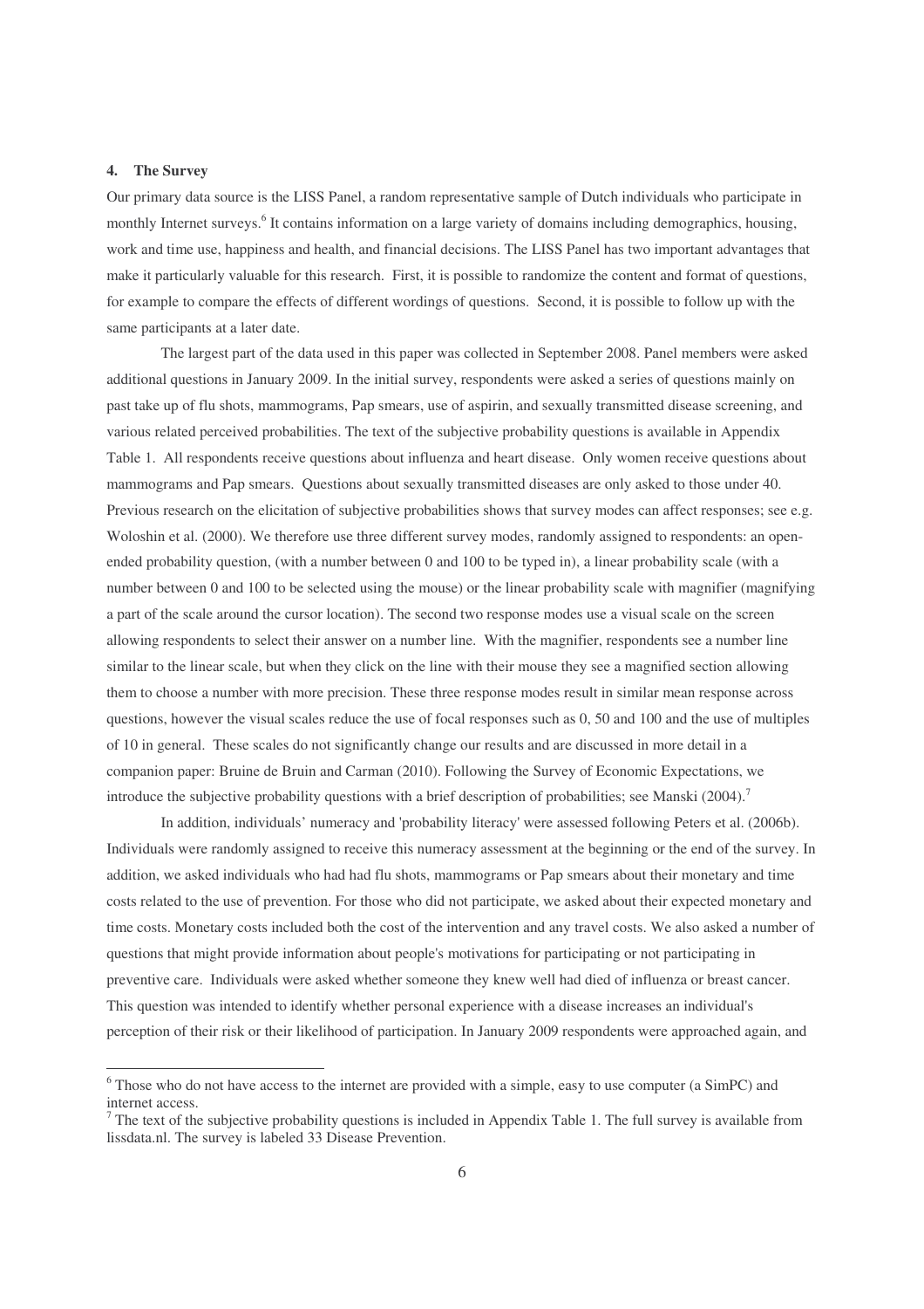## 4. The Survey

Our primary data source is the LISS Panel, a random representative sample of Dutch individuals who participate in monthly Internet surveys.[6] It contains information on a large variety of domains including demographics, housing, work and time use, happiness and health, and financial decisions. The LISS Panel has two important advantages that make it particularly valuable for this research. First, it is possible to randomize the content and format of questions, for example to compare the effects of different wordings of questions. Second, it is possible to follow up with the same participants at a later date.

The largest part of the data used in this paper was collected in September 2008. Panel members were asked additional questions in January 2009. In the initial survey, respondents were asked a series of questions mainly on past take up of flu shots, mammograms, Pap smears, use of aspirin, and sexually transmitted disease screening, and various related perceived probabilities. The text of the subjective probability questions is available in Appendix Table 1. All respondents receive questions about influenza and heart disease. Only women receive questions about mammograms and Pap smears. Questions about sexually transmitted diseases are only asked to those under 40. Previous research on the elicitation of subjective probabilities shows that survey modes can affect responses; see e.g. Woloshin et al. (2000). We therefore use three different survey modes, randomly assigned to respondents: an open-ended probability question, (with a number between 0 and 100 to be typed in), a linear probability scale (with a number between 0 and 100 to be selected using the mouse) or the linear probability scale with magnifier (magnifying a part of the scale around the cursor location). The second two response modes use a visual scale on the screen allowing respondents to select their answer on a number line. With the magnifier, respondents see a number line similar to the linear scale, but when they click on the line with their mouse they see a magnified section allowing them to choose a number with more precision. These three response modes result in similar mean response across questions, however the visual scales reduce the use of focal responses such as 0, 50 and 100 and the use of multiples of 10 in general. These scales do not significantly change our results and are discussed in more detail in a companion paper: Bruine de Bruin and Carman (2010). Following the Survey of Economic Expectations, we introduce the subjective probability questions with a brief description of probabilities; see Manski (2004).[7]

In addition, individuals' numeracy and 'probability literacy' were assessed following Peters et al. (2006b). Individuals were randomly assigned to receive this numeracy assessment at the beginning or the end of the survey. In addition, we asked individuals who had had flu shots, mammograms or Pap smears about their monetary and time costs related to the use of prevention. For those who did not participate, we asked about their expected monetary and time costs. Monetary costs included both the cost of the intervention and any travel costs. We also asked a number of questions that might provide information about people's motivations for participating or not participating in preventive care. Individuals were asked whether someone they knew well had died of influenza or breast cancer. This question was intended to identify whether personal experience with a disease increases an individual's perception of their risk or their likelihood of participation. In January 2009 respondents were approached again, and

---

[6] Those who do not have access to the internet are provided with a simple, easy to use computer (a SimPC) and internet access.

[7] The text of the subjective probability questions is included in Appendix Table 1. The full survey is available from lissdata.nl. The survey is labeled 33 Disease Prevention.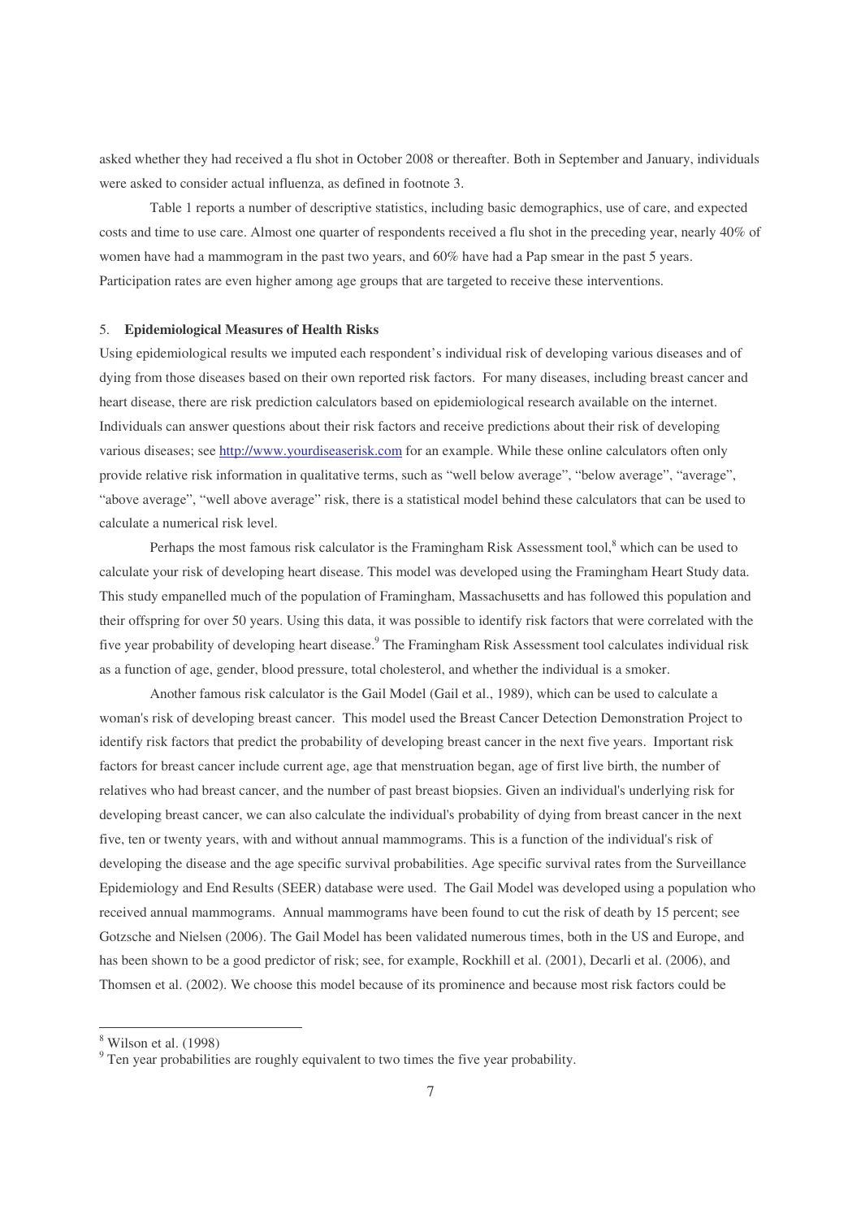asked whether they had received a flu shot in October 2008 or thereafter. Both in September and January, individuals were asked to consider actual influenza, as defined in footnote 3.

Table 1 reports a number of descriptive statistics, including basic demographics, use of care, and expected costs and time to use care. Almost one quarter of respondents received a flu shot in the preceding year, nearly 40% of women have had a mammogram in the past two years, and 60% have had a Pap smear in the past 5 years. Participation rates are even higher among age groups that are targeted to receive these interventions.

## 5. **Epidemiological Measures of Health Risks**

Using epidemiological results we imputed each respondent's individual risk of developing various diseases and of dying from those diseases based on their own reported risk factors. For many diseases, including breast cancer and heart disease, there are risk prediction calculators based on epidemiological research available on the internet. Individuals can answer questions about their risk factors and receive predictions about their risk of developing various diseases; see http://www.yourdiseaserisk.com for an example. While these online calculators often only provide relative risk information in qualitative terms, such as "well below average", "below average", "average", "above average", "well above average" risk, there is a statistical model behind these calculators that can be used to calculate a numerical risk level.

Perhaps the most famous risk calculator is the Framingham Risk Assessment tool,[8] which can be used to calculate your risk of developing heart disease. This model was developed using the Framingham Heart Study data. This study empanelled much of the population of Framingham, Massachusetts and has followed this population and their offspring for over 50 years. Using this data, it was possible to identify risk factors that were correlated with the five year probability of developing heart disease.[9] The Framingham Risk Assessment tool calculates individual risk as a function of age, gender, blood pressure, total cholesterol, and whether the individual is a smoker.

Another famous risk calculator is the Gail Model (Gail et al., 1989), which can be used to calculate a woman's risk of developing breast cancer. This model used the Breast Cancer Detection Demonstration Project to identify risk factors that predict the probability of developing breast cancer in the next five years. Important risk factors for breast cancer include current age, age that menstruation began, age of first live birth, the number of relatives who had breast cancer, and the number of past breast biopsies. Given an individual's underlying risk for developing breast cancer, we can also calculate the individual's probability of dying from breast cancer in the next five, ten or twenty years, with and without annual mammograms. This is a function of the individual's risk of developing the disease and the age specific survival probabilities. Age specific survival rates from the Surveillance Epidemiology and End Results (SEER) database were used. The Gail Model was developed using a population who received annual mammograms. Annual mammograms have been found to cut the risk of death by 15 percent; see Gotzsche and Nielsen (2006). The Gail Model has been validated numerous times, both in the US and Europe, and has been shown to be a good predictor of risk; see, for example, Rockhill et al. (2001), Decarli et al. (2006), and Thomsen et al. (2002). We choose this model because of its prominence and because most risk factors could be

[8] Wilson et al. (1998)

[9] Ten year probabilities are roughly equivalent to two times the five year probability.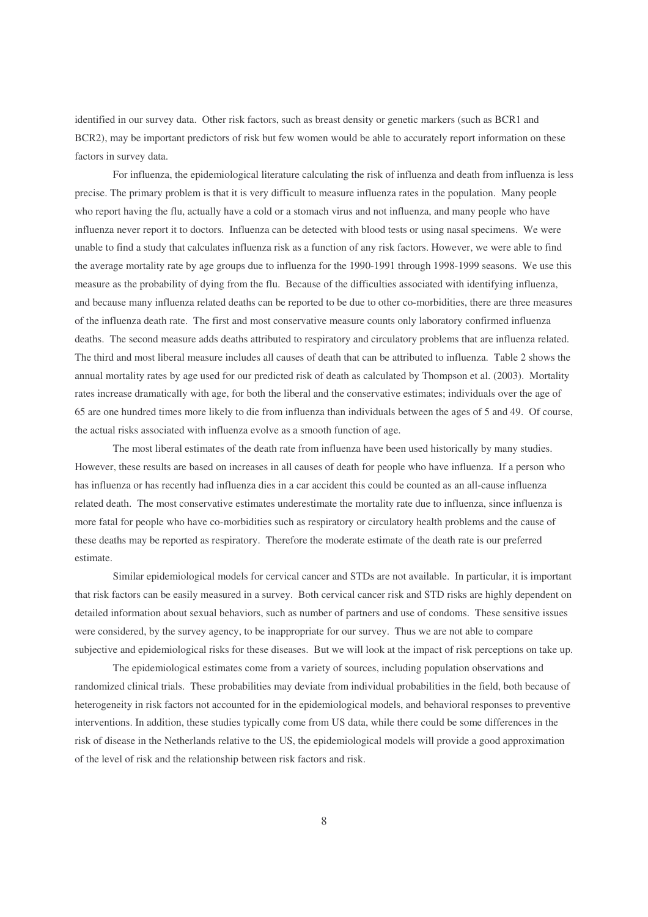identified in our survey data. Other risk factors, such as breast density or genetic markers (such as BCR1 and BCR2), may be important predictors of risk but few women would be able to accurately report information on these factors in survey data.

For influenza, the epidemiological literature calculating the risk of influenza and death from influenza is less precise. The primary problem is that it is very difficult to measure influenza rates in the population. Many people who report having the flu, actually have a cold or a stomach virus and not influenza, and many people who have influenza never report it to doctors. Influenza can be detected with blood tests or using nasal specimens. We were unable to find a study that calculates influenza risk as a function of any risk factors. However, we were able to find the average mortality rate by age groups due to influenza for the 1990-1991 through 1998-1999 seasons. We use this measure as the probability of dying from the flu. Because of the difficulties associated with identifying influenza, and because many influenza related deaths can be reported to be due to other co-morbidities, there are three measures of the influenza death rate. The first and most conservative measure counts only laboratory confirmed influenza deaths. The second measure adds deaths attributed to respiratory and circulatory problems that are influenza related. The third and most liberal measure includes all causes of death that can be attributed to influenza. Table 2 shows the annual mortality rates by age used for our predicted risk of death as calculated by Thompson et al. (2003). Mortality rates increase dramatically with age, for both the liberal and the conservative estimates; individuals over the age of 65 are one hundred times more likely to die from influenza than individuals between the ages of 5 and 49. Of course, the actual risks associated with influenza evolve as a smooth function of age.

The most liberal estimates of the death rate from influenza have been used historically by many studies. However, these results are based on increases in all causes of death for people who have influenza. If a person who has influenza or has recently had influenza dies in a car accident this could be counted as an all-cause influenza related death. The most conservative estimates underestimate the mortality rate due to influenza, since influenza is more fatal for people who have co-morbidities such as respiratory or circulatory health problems and the cause of these deaths may be reported as respiratory. Therefore the moderate estimate of the death rate is our preferred estimate.

Similar epidemiological models for cervical cancer and STDs are not available. In particular, it is important that risk factors can be easily measured in a survey. Both cervical cancer risk and STD risks are highly dependent on detailed information about sexual behaviors, such as number of partners and use of condoms. These sensitive issues were considered, by the survey agency, to be inappropriate for our survey. Thus we are not able to compare subjective and epidemiological risks for these diseases. But we will look at the impact of risk perceptions on take up.

The epidemiological estimates come from a variety of sources, including population observations and randomized clinical trials. These probabilities may deviate from individual probabilities in the field, both because of heterogeneity in risk factors not accounted for in the epidemiological models, and behavioral responses to preventive interventions. In addition, these studies typically come from US data, while there could be some differences in the risk of disease in the Netherlands relative to the US, the epidemiological models will provide a good approximation of the level of risk and the relationship between risk factors and risk.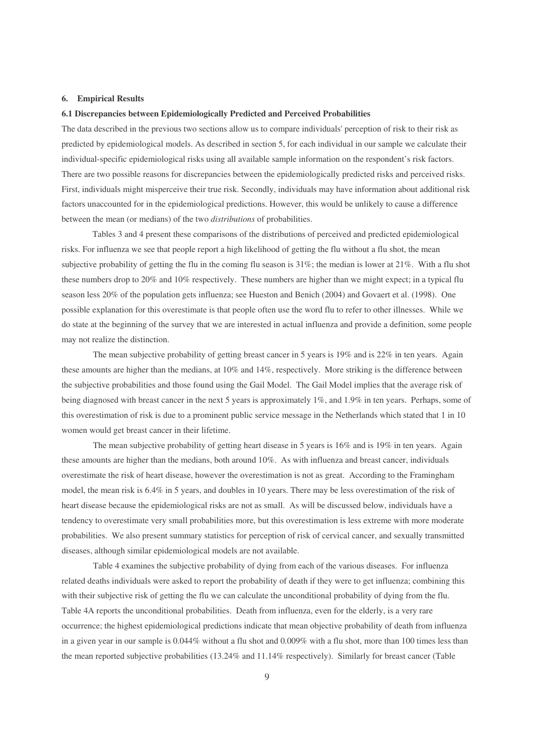## 6. Empirical Results

### 6.1 Discrepancies between Epidemiologically Predicted and Perceived Probabilities

The data described in the previous two sections allow us to compare individuals' perception of risk to their risk as predicted by epidemiological models. As described in section 5, for each individual in our sample we calculate their individual-specific epidemiological risks using all available sample information on the respondent's risk factors. There are two possible reasons for discrepancies between the epidemiologically predicted risks and perceived risks. First, individuals might misperceive their true risk. Secondly, individuals may have information about additional risk factors unaccounted for in the epidemiological predictions. However, this would be unlikely to cause a difference between the mean (or medians) of the two *distributions* of probabilities.

Tables 3 and 4 present these comparisons of the distributions of perceived and predicted epidemiological risks. For influenza we see that people report a high likelihood of getting the flu without a flu shot, the mean subjective probability of getting the flu in the coming flu season is 31%; the median is lower at 21%. With a flu shot these numbers drop to 20% and 10% respectively. These numbers are higher than we might expect; in a typical flu season less 20% of the population gets influenza; see Hueston and Benich (2004) and Govaert et al. (1998). One possible explanation for this overestimate is that people often use the word flu to refer to other illnesses. While we do state at the beginning of the survey that we are interested in actual influenza and provide a definition, some people may not realize the distinction.

The mean subjective probability of getting breast cancer in 5 years is 19% and is 22% in ten years. Again these amounts are higher than the medians, at 10% and 14%, respectively. More striking is the difference between the subjective probabilities and those found using the Gail Model. The Gail Model implies that the average risk of being diagnosed with breast cancer in the next 5 years is approximately 1%, and 1.9% in ten years. Perhaps, some of this overestimation of risk is due to a prominent public service message in the Netherlands which stated that 1 in 10 women would get breast cancer in their lifetime.

The mean subjective probability of getting heart disease in 5 years is 16% and is 19% in ten years. Again these amounts are higher than the medians, both around 10%. As with influenza and breast cancer, individuals overestimate the risk of heart disease, however the overestimation is not as great. According to the Framingham model, the mean risk is 6.4% in 5 years, and doubles in 10 years. There may be less overestimation of the risk of heart disease because the epidemiological risks are not as small. As will be discussed below, individuals have a tendency to overestimate very small probabilities more, but this overestimation is less extreme with more moderate probabilities. We also present summary statistics for perception of risk of cervical cancer, and sexually transmitted diseases, although similar epidemiological models are not available.

Table 4 examines the subjective probability of dying from each of the various diseases. For influenza related deaths individuals were asked to report the probability of death if they were to get influenza; combining this with their subjective risk of getting the flu we can calculate the unconditional probability of dying from the flu. Table 4A reports the unconditional probabilities. Death from influenza, even for the elderly, is a very rare occurrence; the highest epidemiological predictions indicate that mean objective probability of death from influenza in a given year in our sample is 0.044% without a flu shot and 0.009% with a flu shot, more than 100 times less than the mean reported subjective probabilities (13.24% and 11.14% respectively). Similarly for breast cancer (Table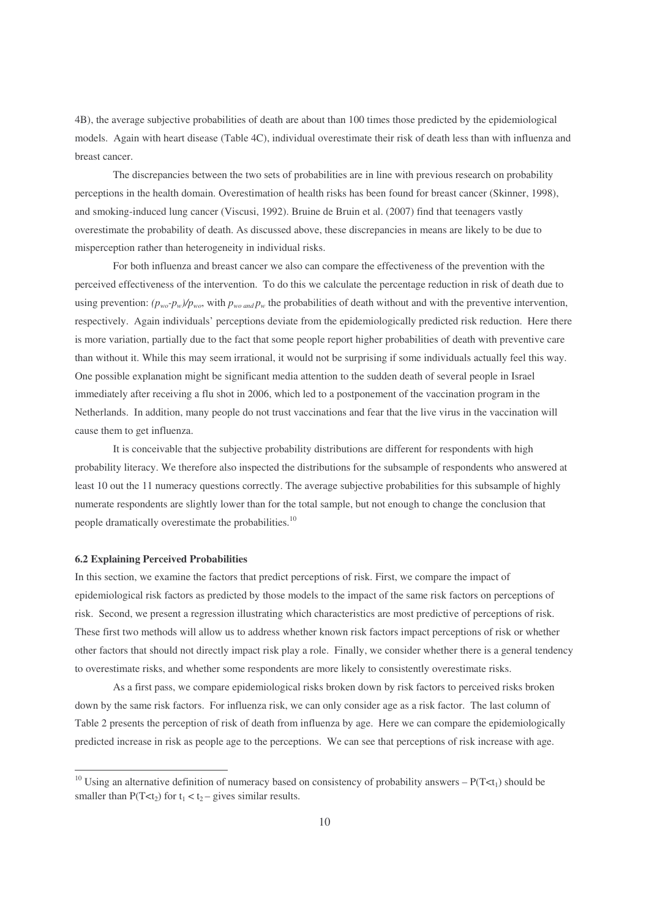4B), the average subjective probabilities of death are about than 100 times those predicted by the epidemiological models. Again with heart disease (Table 4C), individual overestimate their risk of death less than with influenza and breast cancer.

The discrepancies between the two sets of probabilities are in line with previous research on probability perceptions in the health domain. Overestimation of health risks has been found for breast cancer (Skinner, 1998), and smoking-induced lung cancer (Viscusi, 1992). Bruine de Bruin et al. (2007) find that teenagers vastly overestimate the probability of death. As discussed above, these discrepancies in means are likely to be due to misperception rather than heterogeneity in individual risks.

For both influenza and breast cancer we also can compare the effectiveness of the prevention with the perceived effectiveness of the intervention. To do this we calculate the percentage reduction in risk of death due to using prevention: $(p_{wo}-p_w)/p_{wo}$, with $p_{wo}$ and $p_w$ the probabilities of death without and with the preventive intervention, respectively. Again individuals' perceptions deviate from the epidemiologically predicted risk reduction. Here there is more variation, partially due to the fact that some people report higher probabilities of death with preventive care than without it. While this may seem irrational, it would not be surprising if some individuals actually feel this way. One possible explanation might be significant media attention to the sudden death of several people in Israel immediately after receiving a flu shot in 2006, which led to a postponement of the vaccination program in the Netherlands. In addition, many people do not trust vaccinations and fear that the live virus in the vaccination will cause them to get influenza.

It is conceivable that the subjective probability distributions are different for respondents with high probability literacy. We therefore also inspected the distributions for the subsample of respondents who answered at least 10 out the 11 numeracy questions correctly. The average subjective probabilities for this subsample of highly numerate respondents are slightly lower than for the total sample, but not enough to change the conclusion that people dramatically overestimate the probabilities.[10]

### 6.2 Explaining Perceived Probabilities

In this section, we examine the factors that predict perceptions of risk. First, we compare the impact of epidemiological risk factors as predicted by those models to the impact of the same risk factors on perceptions of risk. Second, we present a regression illustrating which characteristics are most predictive of perceptions of risk. These first two methods will allow us to address whether known risk factors impact perceptions of risk or whether other factors that should not directly impact risk play a role. Finally, we consider whether there is a general tendency to overestimate risks, and whether some respondents are more likely to consistently overestimate risks.

As a first pass, we compare epidemiological risks broken down by risk factors to perceived risks broken down by the same risk factors. For influenza risk, we can only consider age as a risk factor. The last column of Table 2 presents the perception of risk of death from influenza by age. Here we can compare the epidemiologically predicted increase in risk as people age to the perceptions. We can see that perceptions of risk increase with age.

[10] Using an alternative definition of numeracy based on consistency of probability answers – $P(T<t_1)$ should be smaller than $P(T<t_2)$ for $t_1 < t_2$ – gives similar results.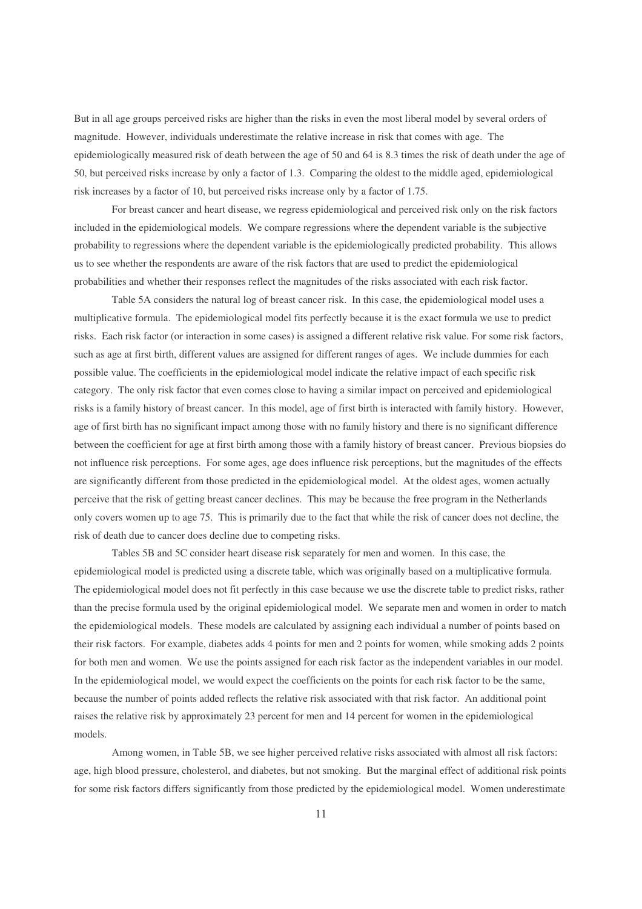But in all age groups perceived risks are higher than the risks in even the most liberal model by several orders of magnitude. However, individuals underestimate the relative increase in risk that comes with age. The epidemiologically measured risk of death between the age of 50 and 64 is 8.3 times the risk of death under the age of 50, but perceived risks increase by only a factor of 1.3. Comparing the oldest to the middle aged, epidemiological risk increases by a factor of 10, but perceived risks increase only by a factor of 1.75.

For breast cancer and heart disease, we regress epidemiological and perceived risk only on the risk factors included in the epidemiological models. We compare regressions where the dependent variable is the subjective probability to regressions where the dependent variable is the epidemiologically predicted probability. This allows us to see whether the respondents are aware of the risk factors that are used to predict the epidemiological probabilities and whether their responses reflect the magnitudes of the risks associated with each risk factor.

Table 5A considers the natural log of breast cancer risk. In this case, the epidemiological model uses a multiplicative formula. The epidemiological model fits perfectly because it is the exact formula we use to predict risks. Each risk factor (or interaction in some cases) is assigned a different relative risk value. For some risk factors, such as age at first birth, different values are assigned for different ranges of ages. We include dummies for each possible value. The coefficients in the epidemiological model indicate the relative impact of each specific risk category. The only risk factor that even comes close to having a similar impact on perceived and epidemiological risks is a family history of breast cancer. In this model, age of first birth is interacted with family history. However, age of first birth has no significant impact among those with no family history and there is no significant difference between the coefficient for age at first birth among those with a family history of breast cancer. Previous biopsies do not influence risk perceptions. For some ages, age does influence risk perceptions, but the magnitudes of the effects are significantly different from those predicted in the epidemiological model. At the oldest ages, women actually perceive that the risk of getting breast cancer declines. This may be because the free program in the Netherlands only covers women up to age 75. This is primarily due to the fact that while the risk of cancer does not decline, the risk of death due to cancer does decline due to competing risks.

Tables 5B and 5C consider heart disease risk separately for men and women. In this case, the epidemiological model is predicted using a discrete table, which was originally based on a multiplicative formula. The epidemiological model does not fit perfectly in this case because we use the discrete table to predict risks, rather than the precise formula used by the original epidemiological model. We separate men and women in order to match the epidemiological models. These models are calculated by assigning each individual a number of points based on their risk factors. For example, diabetes adds 4 points for men and 2 points for women, while smoking adds 2 points for both men and women. We use the points assigned for each risk factor as the independent variables in our model. In the epidemiological model, we would expect the coefficients on the points for each risk factor to be the same, because the number of points added reflects the relative risk associated with that risk factor. An additional point raises the relative risk by approximately 23 percent for men and 14 percent for women in the epidemiological models.

Among women, in Table 5B, we see higher perceived relative risks associated with almost all risk factors: age, high blood pressure, cholesterol, and diabetes, but not smoking. But the marginal effect of additional risk points for some risk factors differs significantly from those predicted by the epidemiological model. Women underestimate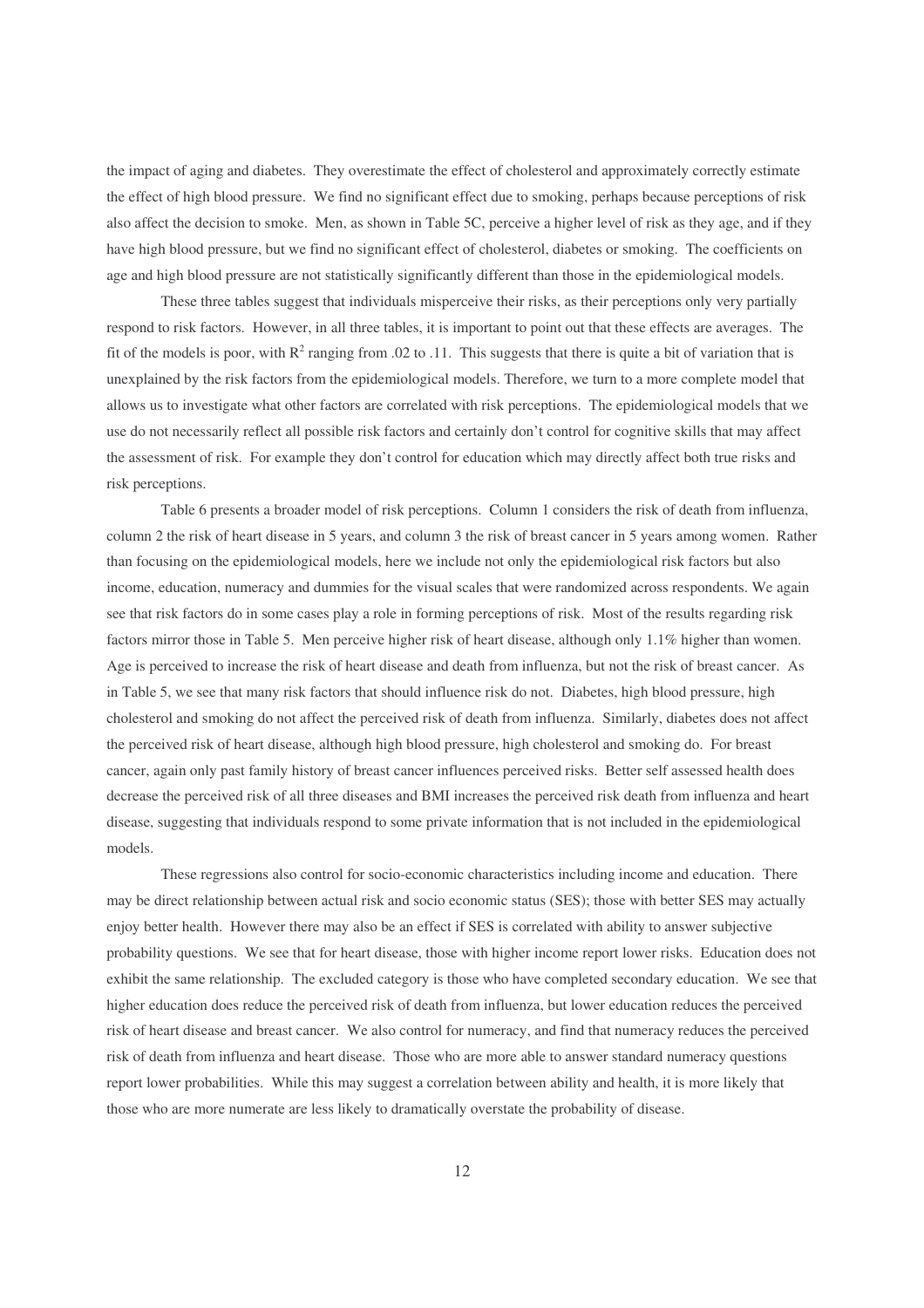the impact of aging and diabetes. They overestimate the effect of cholesterol and approximately correctly estimate the effect of high blood pressure. We find no significant effect due to smoking, perhaps because perceptions of risk also affect the decision to smoke. Men, as shown in Table 5C, perceive a higher level of risk as they age, and if they have high blood pressure, but we find no significant effect of cholesterol, diabetes or smoking. The coefficients on age and high blood pressure are not statistically significantly different than those in the epidemiological models.

These three tables suggest that individuals misperceive their risks, as their perceptions only very partially respond to risk factors. However, in all three tables, it is important to point out that these effects are averages. The fit of the models is poor, with $R^2$ ranging from .02 to .11. This suggests that there is quite a bit of variation that is unexplained by the risk factors from the epidemiological models. Therefore, we turn to a more complete model that allows us to investigate what other factors are correlated with risk perceptions. The epidemiological models that we use do not necessarily reflect all possible risk factors and certainly don't control for cognitive skills that may affect the assessment of risk. For example they don't control for education which may directly affect both true risks and risk perceptions.

Table 6 presents a broader model of risk perceptions. Column 1 considers the risk of death from influenza, column 2 the risk of heart disease in 5 years, and column 3 the risk of breast cancer in 5 years among women. Rather than focusing on the epidemiological models, here we include not only the epidemiological risk factors but also income, education, numeracy and dummies for the visual scales that were randomized across respondents. We again see that risk factors do in some cases play a role in forming perceptions of risk. Most of the results regarding risk factors mirror those in Table 5. Men perceive higher risk of heart disease, although only 1.1% higher than women. Age is perceived to increase the risk of heart disease and death from influenza, but not the risk of breast cancer. As in Table 5, we see that many risk factors that should influence risk do not. Diabetes, high blood pressure, high cholesterol and smoking do not affect the perceived risk of death from influenza. Similarly, diabetes does not affect the perceived risk of heart disease, although high blood pressure, high cholesterol and smoking do. For breast cancer, again only past family history of breast cancer influences perceived risks. Better self assessed health does decrease the perceived risk of all three diseases and BMI increases the perceived risk death from influenza and heart disease, suggesting that individuals respond to some private information that is not included in the epidemiological models.

These regressions also control for socio-economic characteristics including income and education. There may be direct relationship between actual risk and socio economic status (SES); those with better SES may actually enjoy better health. However there may also be an effect if SES is correlated with ability to answer subjective probability questions. We see that for heart disease, those with higher income report lower risks. Education does not exhibit the same relationship. The excluded category is those who have completed secondary education. We see that higher education does reduce the perceived risk of death from influenza, but lower education reduces the perceived risk of heart disease and breast cancer. We also control for numeracy, and find that numeracy reduces the perceived risk of death from influenza and heart disease. Those who are more able to answer standard numeracy questions report lower probabilities. While this may suggest a correlation between ability and health, it is more likely that those who are more numerate are less likely to dramatically overstate the probability of disease.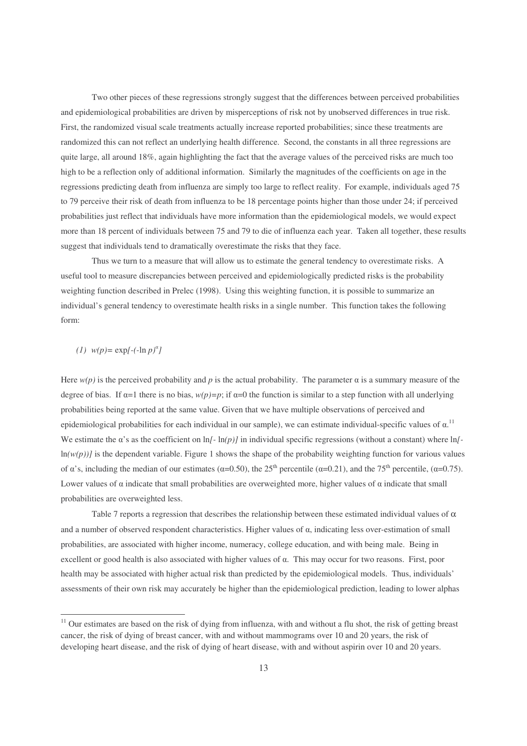Two other pieces of these regressions strongly suggest that the differences between perceived probabilities and epidemiological probabilities are driven by misperceptions of risk not by unobserved differences in true risk. First, the randomized visual scale treatments actually increase reported probabilities; since these treatments are randomized this can not reflect an underlying health difference. Second, the constants in all three regressions are quite large, all around 18%, again highlighting the fact that the average values of the perceived risks are much too high to be a reflection only of additional information. Similarly the magnitudes of the coefficients on age in the regressions predicting death from influenza are simply too large to reflect reality. For example, individuals aged 75 to 79 perceive their risk of death from influenza to be 18 percentage points higher than those under 24; if perceived probabilities just reflect that individuals have more information than the epidemiological models, we would expect more than 18 percent of individuals between 75 and 79 to die of influenza each year. Taken all together, these results suggest that individuals tend to dramatically overestimate the risks that they face.

Thus we turn to a measure that will allow us to estimate the general tendency to overestimate risks. A useful tool to measure discrepancies between perceived and epidemiologically predicted risks is the probability weighting function described in Prelec (1998). Using this weighting function, it is possible to summarize an individual's general tendency to overestimate health risks in a single number. This function takes the following form:

$$(1)\quad w(p) = \exp[-(-\ln p)^{\alpha}]$$

Here $w(p)$ is the perceived probability and $p$ is the actual probability. The parameter $\alpha$ is a summary measure of the degree of bias. If $\alpha=1$ there is no bias, $w(p)=p$; if $\alpha=0$ the function is similar to a step function with all underlying probabilities being reported at the same value. Given that we have multiple observations of perceived and epidemiological probabilities for each individual in our sample), we can estimate individual-specific values of $\alpha$.[11] We estimate the $\alpha$'s as the coefficient on $\ln[-\ln(p)]$ in individual specific regressions (without a constant) where $\ln[-\ln(w(p))]$ is the dependent variable. Figure 1 shows the shape of the probability weighting function for various values of $\alpha$'s, including the median of our estimates ($\alpha=0.50$), the 25[th] percentile ($\alpha=0.21$), and the 75[th] percentile, ($\alpha=0.75$). Lower values of $\alpha$ indicate that small probabilities are overweighted more, higher values of $\alpha$ indicate that small probabilities are overweighted less.

Table 7 reports a regression that describes the relationship between these estimated individual values of $\alpha$ and a number of observed respondent characteristics. Higher values of $\alpha$, indicating less over-estimation of small probabilities, are associated with higher income, numeracy, college education, and with being male. Being in excellent or good health is also associated with higher values of $\alpha$. This may occur for two reasons. First, poor health may be associated with higher actual risk than predicted by the epidemiological models. Thus, individuals' assessments of their own risk may accurately be higher than the epidemiological prediction, leading to lower alphas

[11] Our estimates are based on the risk of dying from influenza, with and without a flu shot, the risk of getting breast cancer, the risk of dying of breast cancer, with and without mammograms over 10 and 20 years, the risk of developing heart disease, and the risk of dying of heart disease, with and without aspirin over 10 and 20 years.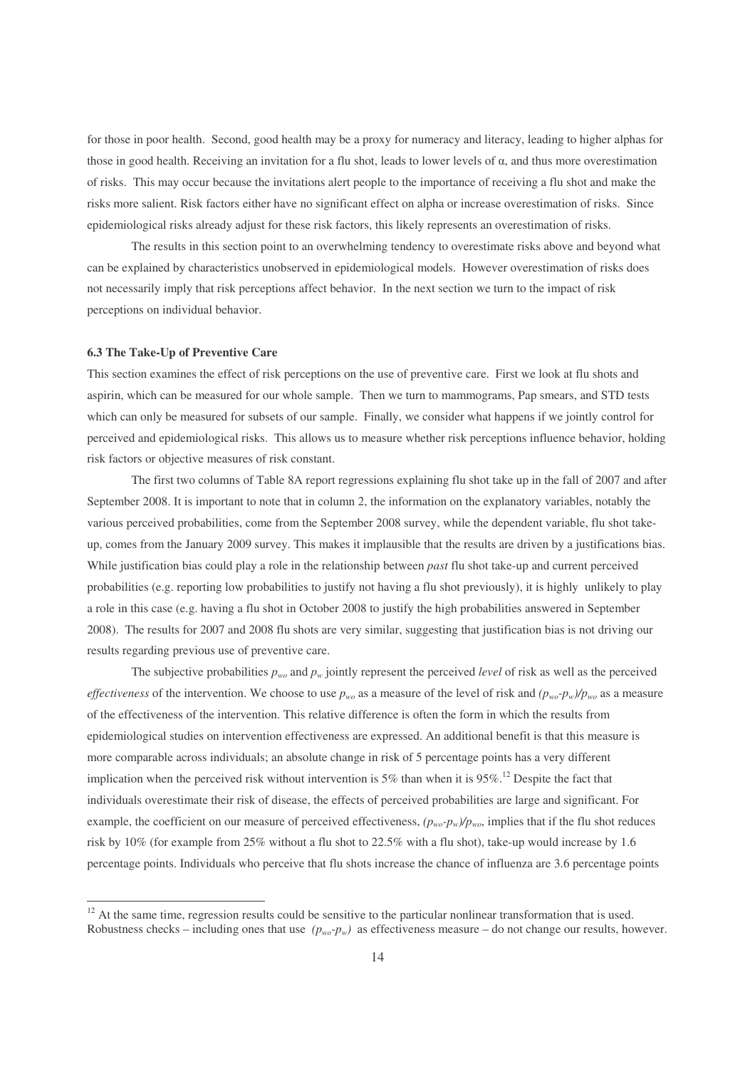for those in poor health. Second, good health may be a proxy for numeracy and literacy, leading to higher alphas for those in good health. Receiving an invitation for a flu shot, leads to lower levels of $\alpha$, and thus more overestimation of risks. This may occur because the invitations alert people to the importance of receiving a flu shot and make the risks more salient. Risk factors either have no significant effect on alpha or increase overestimation of risks. Since epidemiological risks already adjust for these risk factors, this likely represents an overestimation of risks.

The results in this section point to an overwhelming tendency to overestimate risks above and beyond what can be explained by characteristics unobserved in epidemiological models. However overestimation of risks does not necessarily imply that risk perceptions affect behavior. In the next section we turn to the impact of risk perceptions on individual behavior.

### 6.3 The Take-Up of Preventive Care

This section examines the effect of risk perceptions on the use of preventive care. First we look at flu shots and aspirin, which can be measured for our whole sample. Then we turn to mammograms, Pap smears, and STD tests which can only be measured for subsets of our sample. Finally, we consider what happens if we jointly control for perceived and epidemiological risks. This allows us to measure whether risk perceptions influence behavior, holding risk factors or objective measures of risk constant.

The first two columns of Table 8A report regressions explaining flu shot take up in the fall of 2007 and after September 2008. It is important to note that in column 2, the information on the explanatory variables, notably the various perceived probabilities, come from the September 2008 survey, while the dependent variable, flu shot take-up, comes from the January 2009 survey. This makes it implausible that the results are driven by a justifications bias. While justification bias could play a role in the relationship between *past* flu shot take-up and current perceived probabilities (e.g. reporting low probabilities to justify not having a flu shot previously), it is highly unlikely to play a role in this case (e.g. having a flu shot in October 2008 to justify the high probabilities answered in September 2008). The results for 2007 and 2008 flu shots are very similar, suggesting that justification bias is not driving our results regarding previous use of preventive care.

The subjective probabilities $p_{wo}$ and $p_w$ jointly represent the perceived *level* of risk as well as the perceived *effectiveness* of the intervention. We choose to use $p_{wo}$ as a measure of the level of risk and $(p_{wo}-p_w)/p_{wo}$ as a measure of the effectiveness of the intervention. This relative difference is often the form in which the results from epidemiological studies on intervention effectiveness are expressed. An additional benefit is that this measure is more comparable across individuals; an absolute change in risk of 5 percentage points has a very different implication when the perceived risk without intervention is 5% than when it is 95%.[12] Despite the fact that individuals overestimate their risk of disease, the effects of perceived probabilities are large and significant. For example, the coefficient on our measure of perceived effectiveness, $(p_{wo}-p_w)/p_{wo}$, implies that if the flu shot reduces risk by 10% (for example from 25% without a flu shot to 22.5% with a flu shot), take-up would increase by 1.6 percentage points. Individuals who perceive that flu shots increase the chance of influenza are 3.6 percentage points

[12] At the same time, regression results could be sensitive to the particular nonlinear transformation that is used. Robustness checks – including ones that use $(p_{wo}-p_w)$ as effectiveness measure – do not change our results, however.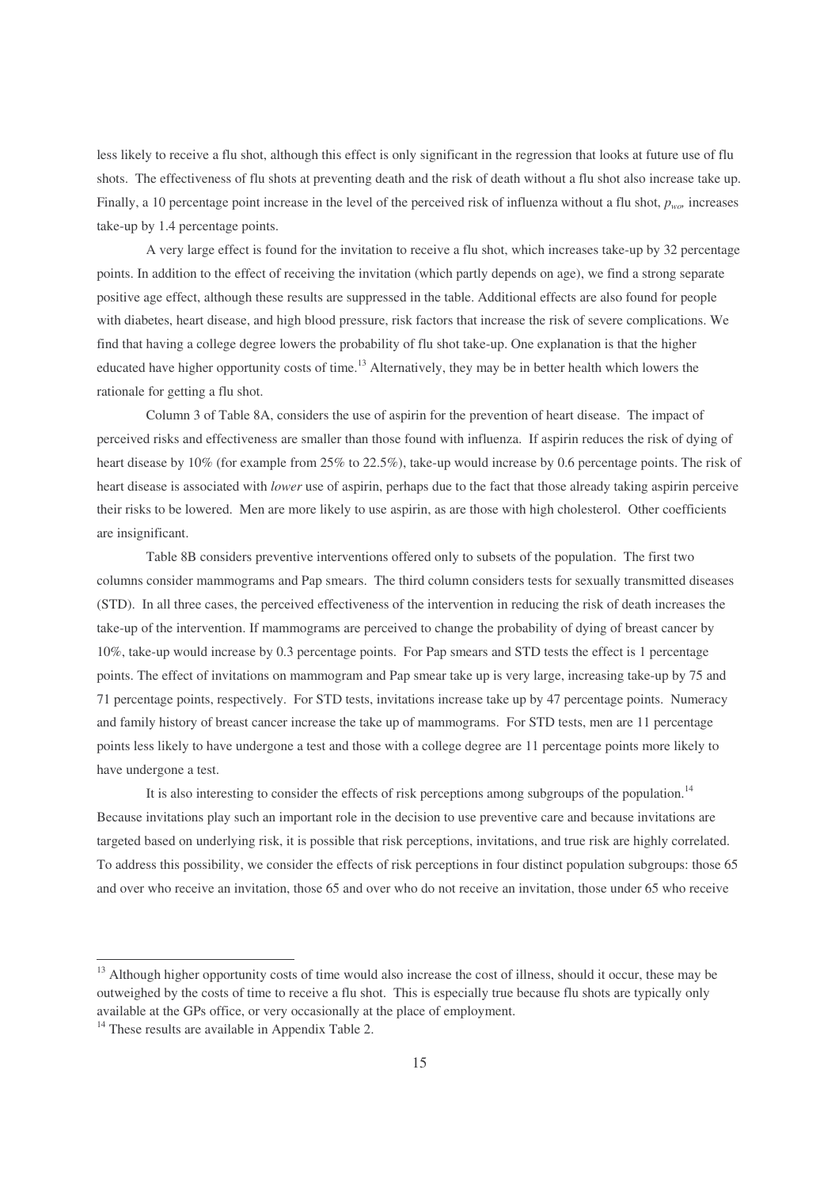less likely to receive a flu shot, although this effect is only significant in the regression that looks at future use of flu shots. The effectiveness of flu shots at preventing death and the risk of death without a flu shot also increase take up. Finally, a 10 percentage point increase in the level of the perceived risk of influenza without a flu shot, $p_{wo}$, increases take-up by 1.4 percentage points.

A very large effect is found for the invitation to receive a flu shot, which increases take-up by 32 percentage points. In addition to the effect of receiving the invitation (which partly depends on age), we find a strong separate positive age effect, although these results are suppressed in the table. Additional effects are also found for people with diabetes, heart disease, and high blood pressure, risk factors that increase the risk of severe complications. We find that having a college degree lowers the probability of flu shot take-up. One explanation is that the higher educated have higher opportunity costs of time.[13] Alternatively, they may be in better health which lowers the rationale for getting a flu shot.

Column 3 of Table 8A, considers the use of aspirin for the prevention of heart disease. The impact of perceived risks and effectiveness are smaller than those found with influenza. If aspirin reduces the risk of dying of heart disease by 10% (for example from 25% to 22.5%), take-up would increase by 0.6 percentage points. The risk of heart disease is associated with *lower* use of aspirin, perhaps due to the fact that those already taking aspirin perceive their risks to be lowered. Men are more likely to use aspirin, as are those with high cholesterol. Other coefficients are insignificant.

Table 8B considers preventive interventions offered only to subsets of the population. The first two columns consider mammograms and Pap smears. The third column considers tests for sexually transmitted diseases (STD). In all three cases, the perceived effectiveness of the intervention in reducing the risk of death increases the take-up of the intervention. If mammograms are perceived to change the probability of dying of breast cancer by 10%, take-up would increase by 0.3 percentage points. For Pap smears and STD tests the effect is 1 percentage points. The effect of invitations on mammogram and Pap smear take up is very large, increasing take-up by 75 and 71 percentage points, respectively. For STD tests, invitations increase take up by 47 percentage points. Numeracy and family history of breast cancer increase the take up of mammograms. For STD tests, men are 11 percentage points less likely to have undergone a test and those with a college degree are 11 percentage points more likely to have undergone a test.

It is also interesting to consider the effects of risk perceptions among subgroups of the population.[14] Because invitations play such an important role in the decision to use preventive care and because invitations are targeted based on underlying risk, it is possible that risk perceptions, invitations, and true risk are highly correlated. To address this possibility, we consider the effects of risk perceptions in four distinct population subgroups: those 65 and over who receive an invitation, those 65 and over who do not receive an invitation, those under 65 who receive

---

[13] Although higher opportunity costs of time would also increase the cost of illness, should it occur, these may be outweighed by the costs of time to receive a flu shot. This is especially true because flu shots are typically only available at the GPs office, or very occasionally at the place of employment.

[14] These results are available in Appendix Table 2.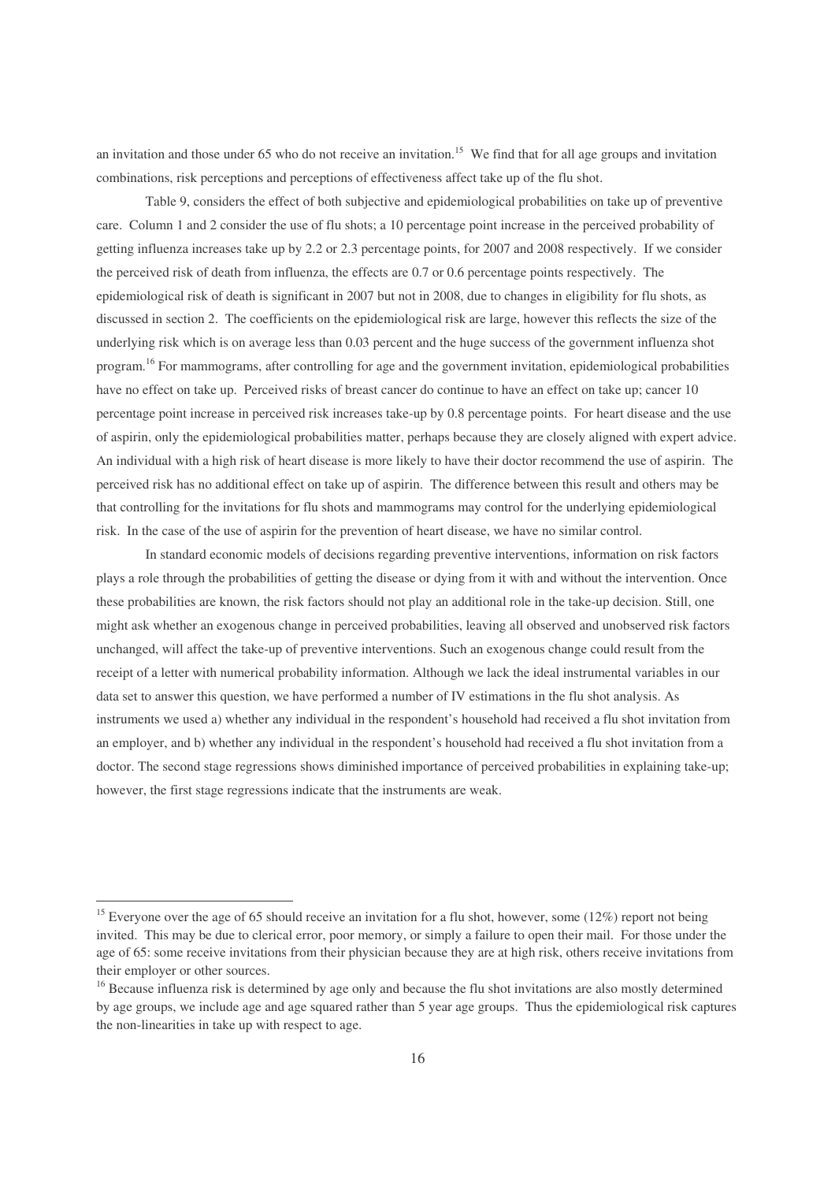an invitation and those under 65 who do not receive an invitation.[15] We find that for all age groups and invitation combinations, risk perceptions and perceptions of effectiveness affect take up of the flu shot.

Table 9, considers the effect of both subjective and epidemiological probabilities on take up of preventive care. Column 1 and 2 consider the use of flu shots; a 10 percentage point increase in the perceived probability of getting influenza increases take up by 2.2 or 2.3 percentage points, for 2007 and 2008 respectively. If we consider the perceived risk of death from influenza, the effects are 0.7 or 0.6 percentage points respectively. The epidemiological risk of death is significant in 2007 but not in 2008, due to changes in eligibility for flu shots, as discussed in section 2. The coefficients on the epidemiological risk are large, however this reflects the size of the underlying risk which is on average less than 0.03 percent and the huge success of the government influenza shot program.[16] For mammograms, after controlling for age and the government invitation, epidemiological probabilities have no effect on take up. Perceived risks of breast cancer do continue to have an effect on take up; cancer 10 percentage point increase in perceived risk increases take-up by 0.8 percentage points. For heart disease and the use of aspirin, only the epidemiological probabilities matter, perhaps because they are closely aligned with expert advice. An individual with a high risk of heart disease is more likely to have their doctor recommend the use of aspirin. The perceived risk has no additional effect on take up of aspirin. The difference between this result and others may be that controlling for the invitations for flu shots and mammograms may control for the underlying epidemiological risk. In the case of the use of aspirin for the prevention of heart disease, we have no similar control.

In standard economic models of decisions regarding preventive interventions, information on risk factors plays a role through the probabilities of getting the disease or dying from it with and without the intervention. Once these probabilities are known, the risk factors should not play an additional role in the take-up decision. Still, one might ask whether an exogenous change in perceived probabilities, leaving all observed and unobserved risk factors unchanged, will affect the take-up of preventive interventions. Such an exogenous change could result from the receipt of a letter with numerical probability information. Although we lack the ideal instrumental variables in our data set to answer this question, we have performed a number of IV estimations in the flu shot analysis. As instruments we used a) whether any individual in the respondent's household had received a flu shot invitation from an employer, and b) whether any individual in the respondent's household had received a flu shot invitation from a doctor. The second stage regressions shows diminished importance of perceived probabilities in explaining take-up; however, the first stage regressions indicate that the instruments are weak.

---

[15] Everyone over the age of 65 should receive an invitation for a flu shot, however, some (12%) report not being invited. This may be due to clerical error, poor memory, or simply a failure to open their mail. For those under the age of 65: some receive invitations from their physician because they are at high risk, others receive invitations from their employer or other sources.

[16] Because influenza risk is determined by age only and because the flu shot invitations are also mostly determined by age groups, we include age and age squared rather than 5 year age groups. Thus the epidemiological risk captures the non-linearities in take up with respect to age.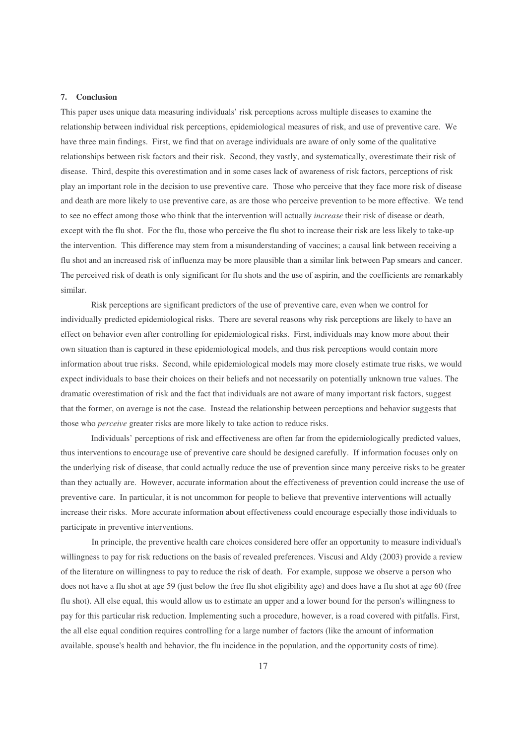## 7. Conclusion

This paper uses unique data measuring individuals' risk perceptions across multiple diseases to examine the relationship between individual risk perceptions, epidemiological measures of risk, and use of preventive care. We have three main findings. First, we find that on average individuals are aware of only some of the qualitative relationships between risk factors and their risk. Second, they vastly, and systematically, overestimate their risk of disease. Third, despite this overestimation and in some cases lack of awareness of risk factors, perceptions of risk play an important role in the decision to use preventive care. Those who perceive that they face more risk of disease and death are more likely to use preventive care, as are those who perceive prevention to be more effective. We tend to see no effect among those who think that the intervention will actually *increase* their risk of disease or death, except with the flu shot. For the flu, those who perceive the flu shot to increase their risk are less likely to take-up the intervention. This difference may stem from a misunderstanding of vaccines; a causal link between receiving a flu shot and an increased risk of influenza may be more plausible than a similar link between Pap smears and cancer. The perceived risk of death is only significant for flu shots and the use of aspirin, and the coefficients are remarkably similar.

Risk perceptions are significant predictors of the use of preventive care, even when we control for individually predicted epidemiological risks. There are several reasons why risk perceptions are likely to have an effect on behavior even after controlling for epidemiological risks. First, individuals may know more about their own situation than is captured in these epidemiological models, and thus risk perceptions would contain more information about true risks. Second, while epidemiological models may more closely estimate true risks, we would expect individuals to base their choices on their beliefs and not necessarily on potentially unknown true values. The dramatic overestimation of risk and the fact that individuals are not aware of many important risk factors, suggest that the former, on average is not the case. Instead the relationship between perceptions and behavior suggests that those who *perceive* greater risks are more likely to take action to reduce risks.

Individuals' perceptions of risk and effectiveness are often far from the epidemiologically predicted values, thus interventions to encourage use of preventive care should be designed carefully. If information focuses only on the underlying risk of disease, that could actually reduce the use of prevention since many perceive risks to be greater than they actually are. However, accurate information about the effectiveness of prevention could increase the use of preventive care. In particular, it is not uncommon for people to believe that preventive interventions will actually increase their risks. More accurate information about effectiveness could encourage especially those individuals to participate in preventive interventions.

In principle, the preventive health care choices considered here offer an opportunity to measure individual's willingness to pay for risk reductions on the basis of revealed preferences. Viscusi and Aldy (2003) provide a review of the literature on willingness to pay to reduce the risk of death. For example, suppose we observe a person who does not have a flu shot at age 59 (just below the free flu shot eligibility age) and does have a flu shot at age 60 (free flu shot). All else equal, this would allow us to estimate an upper and a lower bound for the person's willingness to pay for this particular risk reduction. Implementing such a procedure, however, is a road covered with pitfalls. First, the all else equal condition requires controlling for a large number of factors (like the amount of information available, spouse's health and behavior, the flu incidence in the population, and the opportunity costs of time).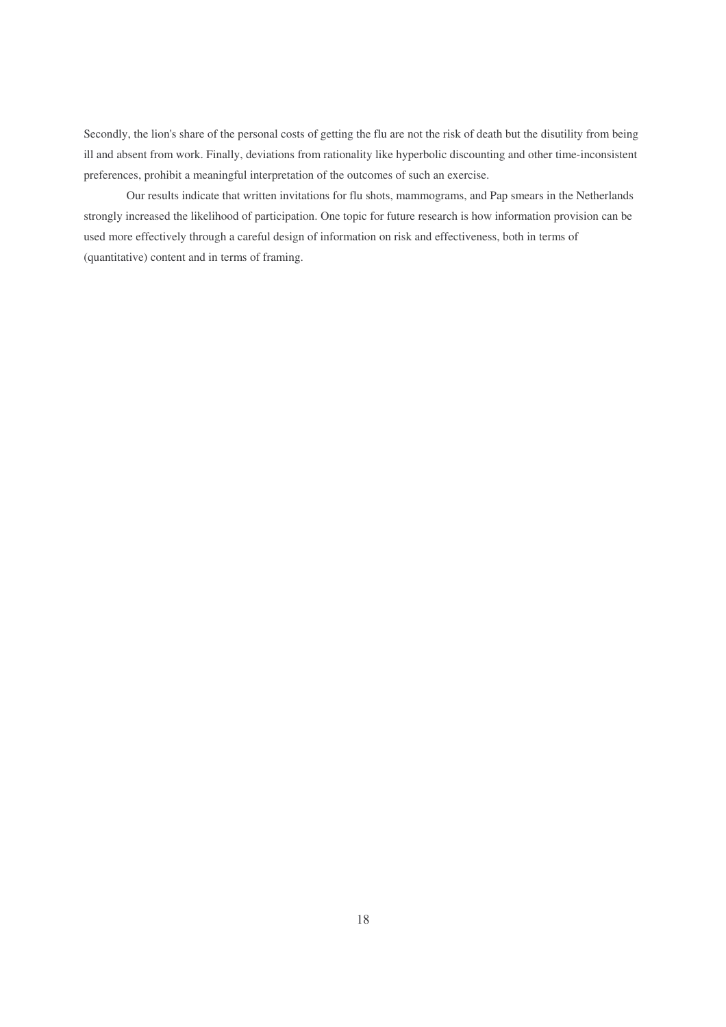Secondly, the lion's share of the personal costs of getting the flu are not the risk of death but the disutility from being ill and absent from work. Finally, deviations from rationality like hyperbolic discounting and other time-inconsistent preferences, prohibit a meaningful interpretation of the outcomes of such an exercise.

Our results indicate that written invitations for flu shots, mammograms, and Pap smears in the Netherlands strongly increased the likelihood of participation. One topic for future research is how information provision can be used more effectively through a careful design of information on risk and effectiveness, both in terms of (quantitative) content and in terms of framing.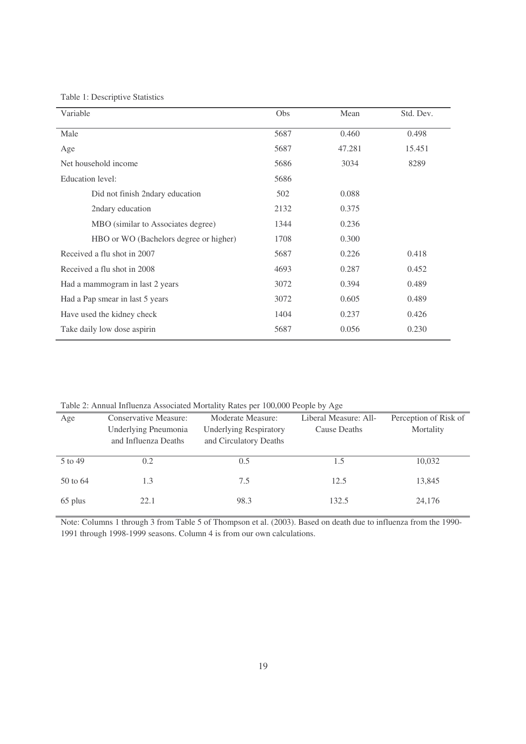Table 1: Descriptive Statistics

| Variable | Obs | Mean | Std. Dev. |
|---|---|---|---|
| Male | 5687 | 0.460 | 0.498 |
| Age | 5687 | 47.281 | 15.451 |
| Net household income | 5686 | 3034 | 8289 |
| Education level: | 5686 | | |
| Did not finish 2ndary education | 502 | 0.088 | |
| 2ndary education | 2132 | 0.375 | |
| MBO (similar to Associates degree) | 1344 | 0.236 | |
| HBO or WO (Bachelors degree or higher) | 1708 | 0.300 | |
| Received a flu shot in 2007 | 5687 | 0.226 | 0.418 |
| Received a flu shot in 2008 | 4693 | 0.287 | 0.452 |
| Had a mammogram in last 2 years | 3072 | 0.394 | 0.489 |
| Had a Pap smear in last 5 years | 3072 | 0.605 | 0.489 |
| Have used the kidney check | 1404 | 0.237 | 0.426 |
| Take daily low dose aspirin | 5687 | 0.056 | 0.230 |

Table 2: Annual Influenza Associated Mortality Rates per 100,000 People by Age

| Age | Conservative Measure: Underlying Pneumonia and Influenza Deaths | Moderate Measure: Underlying Respiratory and Circulatory Deaths | Liberal Measure: All-Cause Deaths | Perception of Risk of Mortality |
|---|---|---|---|---|
| 5 to 49 | 0.2 | 0.5 | 1.5 | 10,032 |
| 50 to 64 | 1.3 | 7.5 | 12.5 | 13,845 |
| 65 plus | 22.1 | 98.3 | 132.5 | 24,176 |

Note: Columns 1 through 3 from Table 5 of Thompson et al. (2003). Based on death due to influenza from the 1990-1991 through 1998-1999 seasons. Column 4 is from our own calculations.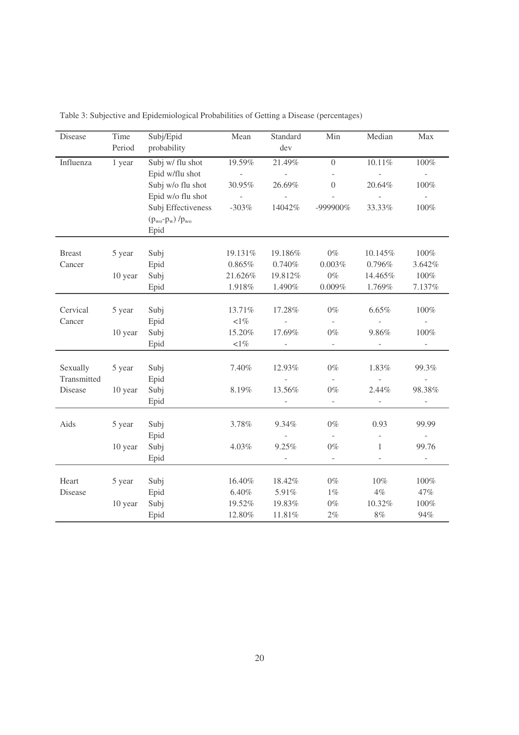Table 3: Subjective and Epidemiological Probabilities of Getting a Disease (percentages)

| Disease | Time Period | Subj/Epid probability | Mean | Standard dev | Min | Median | Max |
|---|---|---|---|---|---|---|---|
| Influenza | 1 year | Subj w/ flu shot | 19.59% | 21.49% | 0 | 10.11% | 100% |
| | | Epid w/flu shot | - | - | - | - | - |
| | | Subj w/o flu shot | 30.95% | 26.69% | 0 | 20.64% | 100% |
| | | Epid w/o flu shot | - | - | - | - | - |
| | | Subj Effectiveness $(p_{wo}-p_w)/p_{wo}$ | -303% | 14042% | -999900% | 33.33% | 100% |
| | | Epid | | | | | |
| Breast Cancer | 5 year | Subj | 19.131% | 19.186% | 0% | 10.145% | 100% |
| | | Epid | 0.865% | 0.740% | 0.003% | 0.796% | 3.642% |
| | 10 year | Subj | 21.626% | 19.812% | 0% | 14.465% | 100% |
| | | Epid | 1.918% | 1.490% | 0.009% | 1.769% | 7.137% |
| Cervical Cancer | 5 year | Subj | 13.71% | 17.28% | 0% | 6.65% | 100% |
| | | Epid | <1% | - | - | - | - |
| | 10 year | Subj | 15.20% | 17.69% | 0% | 9.86% | 100% |
| | | Epid | <1% | - | - | - | - |
| Sexually Transmitted Disease | 5 year | Subj | 7.40% | 12.93% | 0% | 1.83% | 99.3% |
| | | Epid | | - | - | - | - |
| | 10 year | Subj | 8.19% | 13.56% | 0% | 2.44% | 98.38% |
| | | Epid | | - | - | - | - |
| Aids | 5 year | Subj | 3.78% | 9.34% | 0% | 0.93 | 99.99 |
| | | Epid | | - | - | - | - |
| | 10 year | Subj | 4.03% | 9.25% | 0% | 1 | 99.76 |
| | | Epid | | - | - | - | - |
| Heart Disease | 5 year | Subj | 16.40% | 18.42% | 0% | 10% | 100% |
| | | Epid | 6.40% | 5.91% | 1% | 4% | 47% |
| | 10 year | Subj | 19.52% | 19.83% | 0% | 10.32% | 100% |
| | | Epid | 12.80% | 11.81% | 2% | 8% | 94% |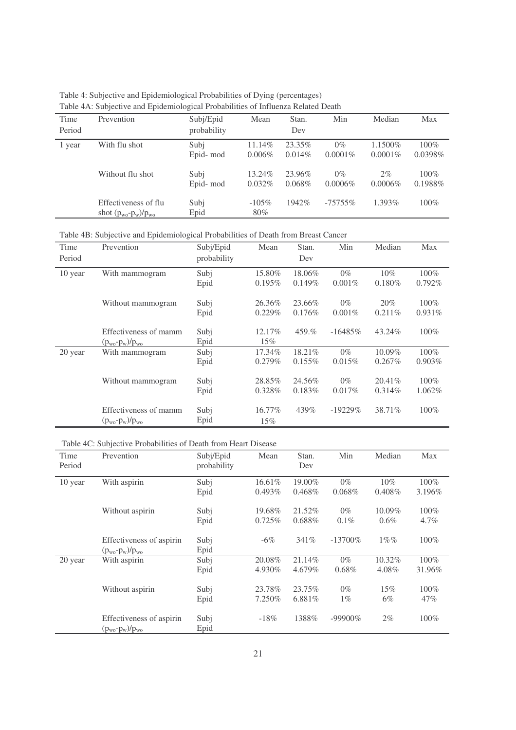Table 4: Subjective and Epidemiological Probabilities of Dying (percentages)

Table 4A: Subjective and Epidemiological Probabilities of Influenza Related Death

| Time Period | Prevention | Subj/Epid probability | Mean | Stan. Dev | Min | Median | Max |
|---|---|---|---|---|---|---|---|
| 1 year | With flu shot | Subj | 11.14% | 23.35% | 0% | 1.1500% | 100% |
| | | Epid- mod | 0.006% | 0.014% | 0.0001% | 0.0001% | 0.0398% |
| | Without flu shot | Subj | 13.24% | 23.96% | 0% | 2% | 100% |
| | | Epid- mod | 0.032% | 0.068% | 0.0006% | 0.0006% | 0.1988% |
| | Effectiveness of flu shot $(p_{wo}-p_w)/p_{wo}$ | Subj | -105% | 1942% | -75755% | 1.393% | 100% |
| | | Epid | 80% | | | | |

Table 4B: Subjective and Epidemiological Probabilities of Death from Breast Cancer

| Time Period | Prevention | Subj/Epid probability | Mean | Stan. Dev | Min | Median | Max |
|---|---|---|---|---|---|---|---|
| 10 year | With mammogram | Subj | 15.80% | 18.06% | 0% | 10% | 100% |
| | | Epid | 0.195% | 0.149% | 0.001% | 0.180% | 0.792% |
| | Without mammogram | Subj | 26.36% | 23.66% | 0% | 20% | 100% |
| | | Epid | 0.229% | 0.176% | 0.001% | 0.211% | 0.931% |
| | Effectiveness of mamm $(p_{wo}-p_w)/p_{wo}$ | Subj | 12.17% | 459.% | -16485% | 43.24% | 100% |
| | | Epid | 15% | | | | |
| 20 year | With mammogram | Subj | 17.34% | 18.21% | 0% | 10.09% | 100% |
| | | Epid | 0.279% | 0.155% | 0.015% | 0.267% | 0.903% |
| | Without mammogram | Subj | 28.85% | 24.56% | 0% | 20.41% | 100% |
| | | Epid | 0.328% | 0.183% | 0.017% | 0.314% | 1.062% |
| | Effectiveness of mamm $(p_{wo}-p_w)/p_{wo}$ | Subj | 16.77% | 439% | -19229% | 38.71% | 100% |
| | | Epid | 15% | | | | |

Table 4C: Subjective Probabilities of Death from Heart Disease

| Time Period | Prevention | Subj/Epid probability | Mean | Stan. Dev | Min | Median | Max |
|---|---|---|---|---|---|---|---|
| 10 year | With aspirin | Subj | 16.61% | 19.00% | 0% | 10% | 100% |
| | | Epid | 0.493% | 0.468% | 0.068% | 0.408% | 3.196% |
| | Without aspirin | Subj | 19.68% | 21.52% | 0% | 10.09% | 100% |
| | | Epid | 0.725% | 0.688% | 0.1% | 0.6% | 4.7% |
| | Effectiveness of aspirin $(p_{wo}-p_w)/p_{wo}$ | Subj | -6% | 341% | -13700% | 1%% | 100% |
| | | Epid | | | | | |
| 20 year | With aspirin | Subj | 20.08% | 21.14% | 0% | 10.32% | 100% |
| | | Epid | 4.930% | 4.679% | 0.68% | 4.08% | 31.96% |
| | Without aspirin | Subj | 23.78% | 23.75% | 0% | 15% | 100% |
| | | Epid | 7.250% | 6.881% | 1% | 6% | 47% |
| | Effectiveness of aspirin $(p_{wo}-p_w)/p_{wo}$ | Subj | -18% | 1388% | -99900% | 2% | 100% |
| | | Epid | | | | | |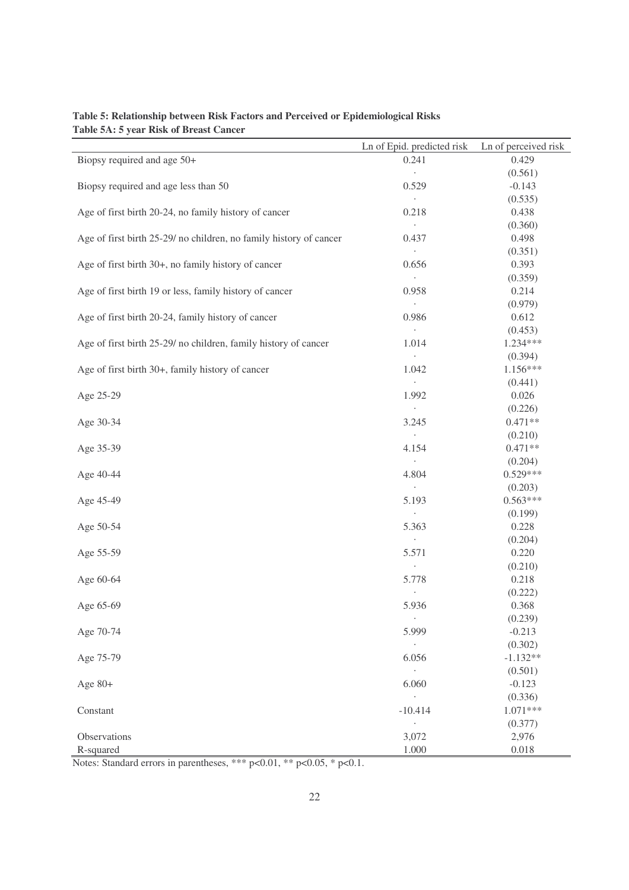**Table 5: Relationship between Risk Factors and Perceived or Epidemiological Risks**
**Table 5A: 5 year Risk of Breast Cancer**

| | Ln of Epid. predicted risk | Ln of perceived risk |
|---|---|---|
| Biopsy required and age 50+ | 0.241 | 0.429 |
| | . | (0.561) |
| Biopsy required and age less than 50 | 0.529 | -0.143 |
| | . | (0.535) |
| Age of first birth 20-24, no family history of cancer | 0.218 | 0.438 |
| | . | (0.360) |
| Age of first birth 25-29/ no children, no family history of cancer | 0.437 | 0.498 |
| | . | (0.351) |
| Age of first birth 30+, no family history of cancer | 0.656 | 0.393 |
| | . | (0.359) |
| Age of first birth 19 or less, family history of cancer | 0.958 | 0.214 |
| | . | (0.979) |
| Age of first birth 20-24, family history of cancer | 0.986 | 0.612 |
| | . | (0.453) |
| Age of first birth 25-29/ no children, family history of cancer | 1.014 | 1.234*** |
| | . | (0.394) |
| Age of first birth 30+, family history of cancer | 1.042 | 1.156*** |
| | . | (0.441) |
| Age 25-29 | 1.992 | 0.026 |
| | . | (0.226) |
| Age 30-34 | 3.245 | 0.471** |
| | . | (0.210) |
| Age 35-39 | 4.154 | 0.471** |
| | . | (0.204) |
| Age 40-44 | 4.804 | 0.529*** |
| | . | (0.203) |
| Age 45-49 | 5.193 | 0.563*** |
| | . | (0.199) |
| Age 50-54 | 5.363 | 0.228 |
| | . | (0.204) |
| Age 55-59 | 5.571 | 0.220 |
| | . | (0.210) |
| Age 60-64 | 5.778 | 0.218 |
| | . | (0.222) |
| Age 65-69 | 5.936 | 0.368 |
| | . | (0.239) |
| Age 70-74 | 5.999 | -0.213 |
| | . | (0.302) |
| Age 75-79 | 6.056 | -1.132** |
| | . | (0.501) |
| Age 80+ | 6.060 | -0.123 |
| | . | (0.336) |
| Constant | -10.414 | 1.071*** |
| | . | (0.377) |
| Observations | 3,072 | 2,976 |
| R-squared | 1.000 | 0.018 |

Notes: Standard errors in parentheses, *** $p<0.01$, ** $p<0.05$, * $p<0.1$.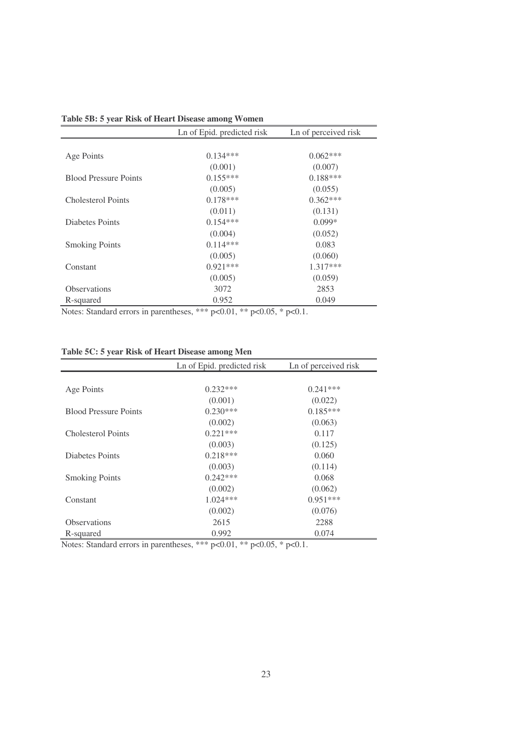**Table 5B: 5 year Risk of Heart Disease among Women**

| | Ln of Epid. predicted risk | Ln of perceived risk |
|---|---|---|
| Age Points | 0.134*** | 0.062*** |
| | (0.001) | (0.007) |
| Blood Pressure Points | 0.155*** | 0.188*** |
| | (0.005) | (0.055) |
| Cholesterol Points | 0.178*** | 0.362*** |
| | (0.011) | (0.131) |
| Diabetes Points | 0.154*** | 0.099* |
| | (0.004) | (0.052) |
| Smoking Points | 0.114*** | 0.083 |
| | (0.005) | (0.060) |
| Constant | 0.921*** | 1.317*** |
| | (0.005) | (0.059) |
| Observations | 3072 | 2853 |
| R-squared | 0.952 | 0.049 |

Notes: Standard errors in parentheses, *** $p<0.01$, ** $p<0.05$, * $p<0.1$.

**Table 5C: 5 year Risk of Heart Disease among Men**

| | Ln of Epid. predicted risk | Ln of perceived risk |
|---|---|---|
| Age Points | 0.232*** | 0.241*** |
| | (0.001) | (0.022) |
| Blood Pressure Points | 0.230*** | 0.185*** |
| | (0.002) | (0.063) |
| Cholesterol Points | 0.221*** | 0.117 |
| | (0.003) | (0.125) |
| Diabetes Points | 0.218*** | 0.060 |
| | (0.003) | (0.114) |
| Smoking Points | 0.242*** | 0.068 |
| | (0.002) | (0.062) |
| Constant | 1.024*** | 0.951*** |
| | (0.002) | (0.076) |
| Observations | 2615 | 2288 |
| R-squared | 0.992 | 0.074 |

Notes: Standard errors in parentheses, *** $p<0.01$, ** $p<0.05$, * $p<0.1$.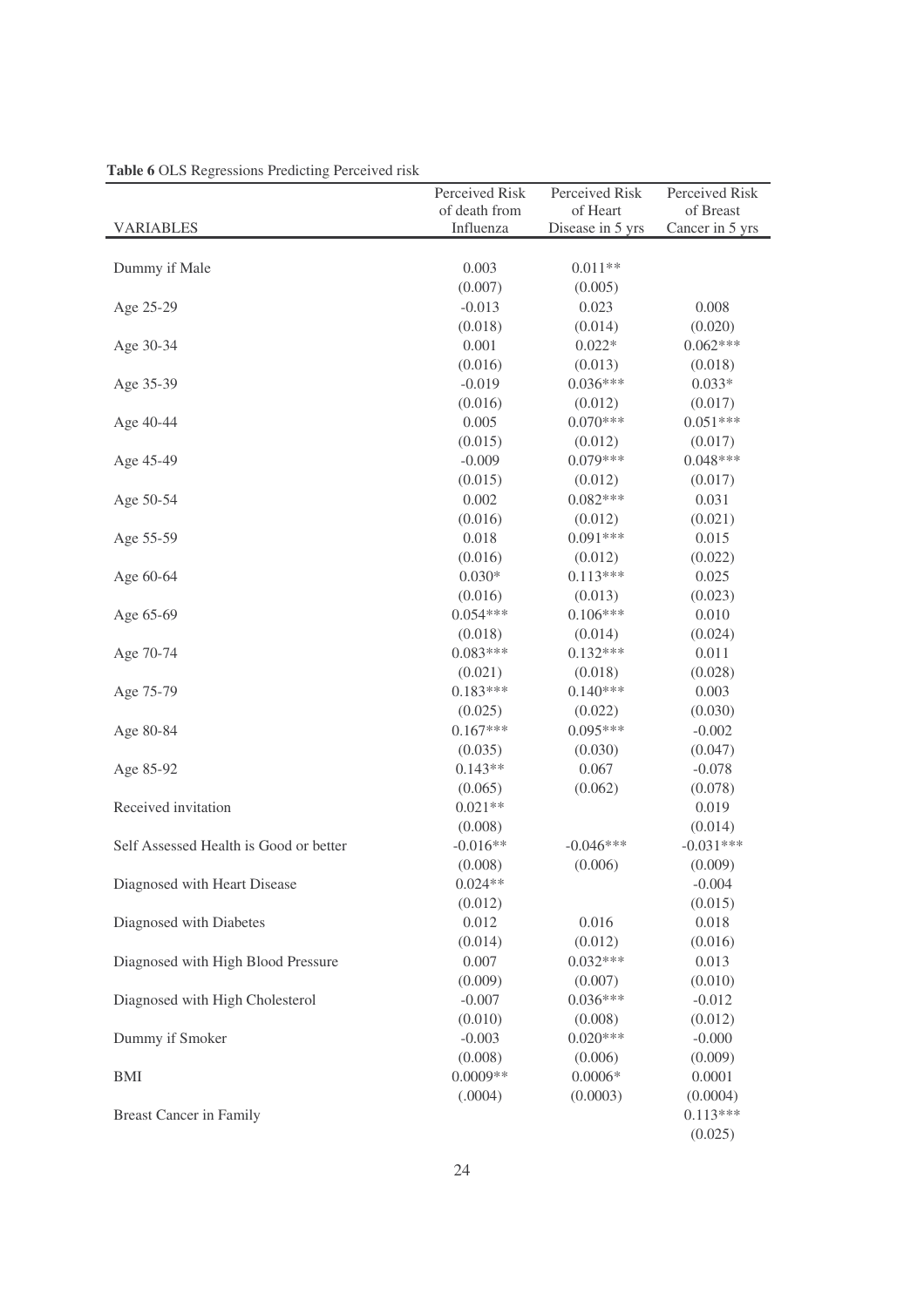**Table 6** OLS Regressions Predicting Perceived risk

| VARIABLES | Perceived Risk of death from Influenza | Perceived Risk of Heart Disease in 5 yrs | Perceived Risk of Breast Cancer in 5 yrs |
|---|---|---|---|
| Dummy if Male | 0.003 | 0.011** | |
| | (0.007) | (0.005) | |
| Age 25-29 | -0.013 | 0.023 | 0.008 |
| | (0.018) | (0.014) | (0.020) |
| Age 30-34 | 0.001 | 0.022* | 0.062*** |
| | (0.016) | (0.013) | (0.018) |
| Age 35-39 | -0.019 | 0.036*** | 0.033* |
| | (0.016) | (0.012) | (0.017) |
| Age 40-44 | 0.005 | 0.070*** | 0.051*** |
| | (0.015) | (0.012) | (0.017) |
| Age 45-49 | -0.009 | 0.079*** | 0.048*** |
| | (0.015) | (0.012) | (0.017) |
| Age 50-54 | 0.002 | 0.082*** | 0.031 |
| | (0.016) | (0.012) | (0.021) |
| Age 55-59 | 0.018 | 0.091*** | 0.015 |
| | (0.016) | (0.012) | (0.022) |
| Age 60-64 | 0.030* | 0.113*** | 0.025 |
| | (0.016) | (0.013) | (0.023) |
| Age 65-69 | 0.054*** | 0.106*** | 0.010 |
| | (0.018) | (0.014) | (0.024) |
| Age 70-74 | 0.083*** | 0.132*** | 0.011 |
| | (0.021) | (0.018) | (0.028) |
| Age 75-79 | 0.183*** | 0.140*** | 0.003 |
| | (0.025) | (0.022) | (0.030) |
| Age 80-84 | 0.167*** | 0.095*** | -0.002 |
| | (0.035) | (0.030) | (0.047) |
| Age 85-92 | 0.143** | 0.067 | -0.078 |
| | (0.065) | (0.062) | (0.078) |
| Received invitation | 0.021** | | 0.019 |
| | (0.008) | | (0.014) |
| Self Assessed Health is Good or better | -0.016** | -0.046*** | -0.031*** |
| | (0.008) | (0.006) | (0.009) |
| Diagnosed with Heart Disease | 0.024** | | -0.004 |
| | (0.012) | | (0.015) |
| Diagnosed with Diabetes | 0.012 | 0.016 | 0.018 |
| | (0.014) | (0.012) | (0.016) |
| Diagnosed with High Blood Pressure | 0.007 | 0.032*** | 0.013 |
| | (0.009) | (0.007) | (0.010) |
| Diagnosed with High Cholesterol | -0.007 | 0.036*** | -0.012 |
| | (0.010) | (0.008) | (0.012) |
| Dummy if Smoker | -0.003 | 0.020*** | -0.000 |
| | (0.008) | (0.006) | (0.009) |
| BMI | 0.0009** | 0.0006* | 0.0001 |
| | (.0004) | (0.0003) | (0.0004) |
| Breast Cancer in Family | | | 0.113*** |
| | | | (0.025) |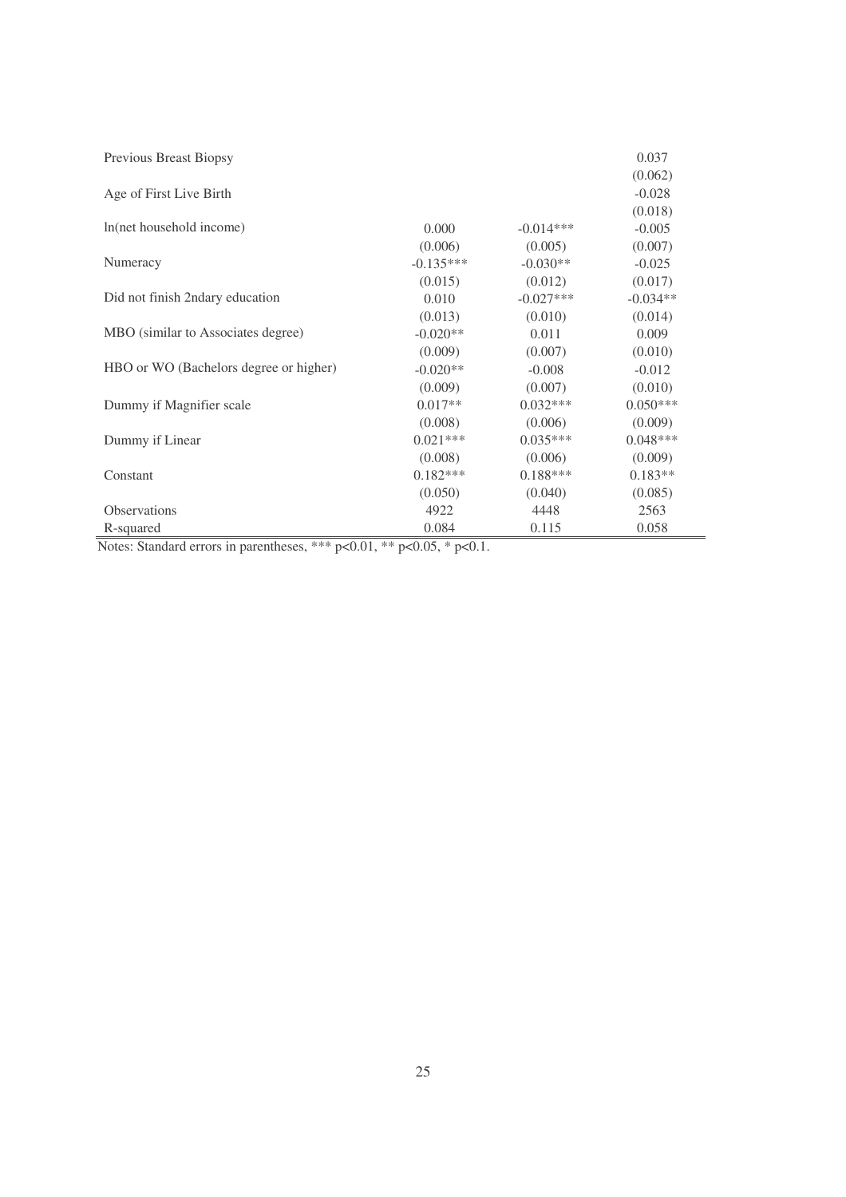| | | | |
|---|---|---|---|
| Previous Breast Biopsy | | | 0.037 |
| | | | (0.062) |
| Age of First Live Birth | | | -0.028 |
| | | | (0.018) |
| ln(net household income) | 0.000 | -0.014*** | -0.005 |
| | (0.006) | (0.005) | (0.007) |
| Numeracy | -0.135*** | -0.030** | -0.025 |
| | (0.015) | (0.012) | (0.017) |
| Did not finish 2ndary education | 0.010 | -0.027*** | -0.034** |
| | (0.013) | (0.010) | (0.014) |
| MBO (similar to Associates degree) | -0.020** | 0.011 | 0.009 |
| | (0.009) | (0.007) | (0.010) |
| HBO or WO (Bachelors degree or higher) | -0.020** | -0.008 | -0.012 |
| | (0.009) | (0.007) | (0.010) |
| Dummy if Magnifier scale | 0.017** | 0.032*** | 0.050*** |
| | (0.008) | (0.006) | (0.009) |
| Dummy if Linear | 0.021*** | 0.035*** | 0.048*** |
| | (0.008) | (0.006) | (0.009) |
| Constant | 0.182*** | 0.188*** | 0.183** |
| | (0.050) | (0.040) | (0.085) |
| Observations | 4922 | 4448 | 2563 |
| R-squared | 0.084 | 0.115 | 0.058 |

Notes: Standard errors in parentheses, *** $p<0.01$, ** $p<0.05$, * $p<0.1$.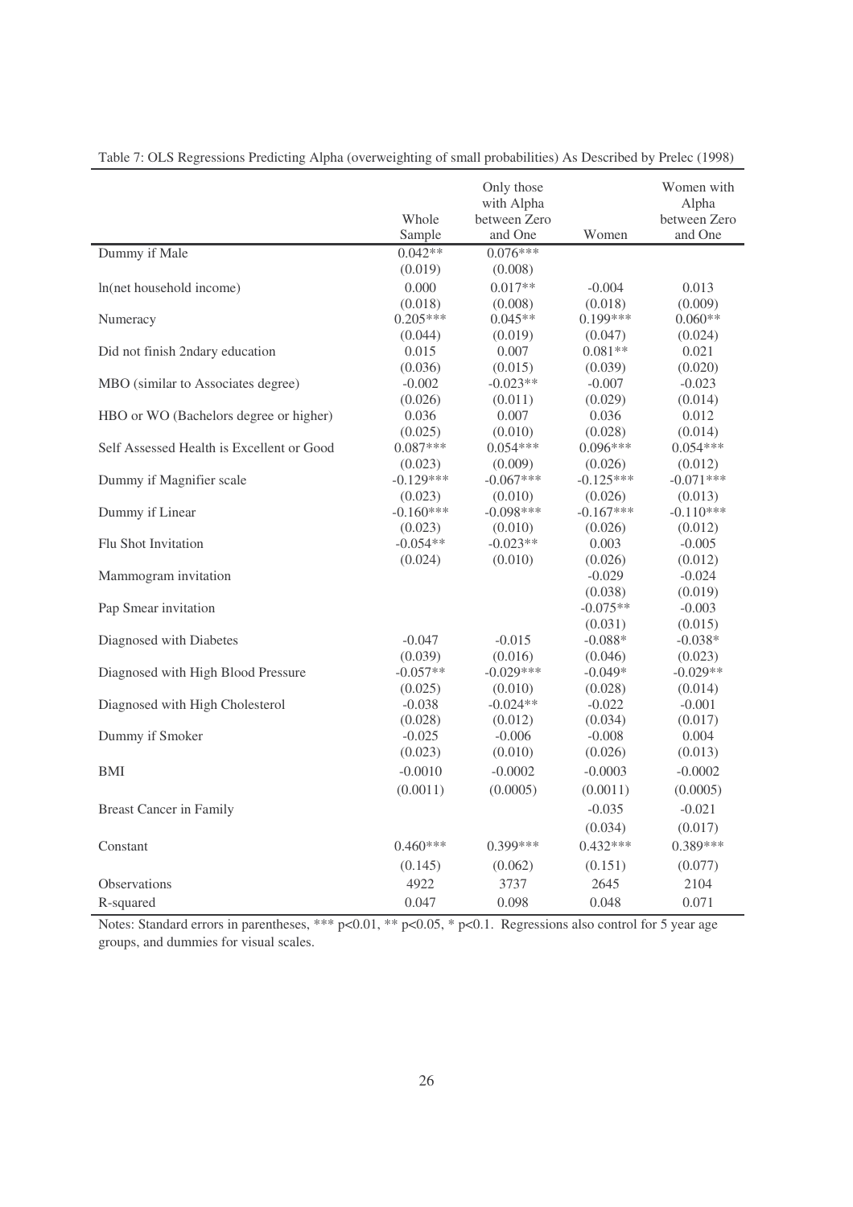Table 7: OLS Regressions Predicting Alpha (overweighting of small probabilities) As Described by Prelec (1998)

| | Whole Sample | Only those with Alpha between Zero and One | Women | Women with Alpha between Zero and One |
|---|---|---|---|---|
| Dummy if Male | 0.042** | 0.076*** | | |
| | (0.019) | (0.008) | | |
| ln(net household income) | 0.000 | 0.017** | -0.004 | 0.013 |
| | (0.018) | (0.008) | (0.018) | (0.009) |
| Numeracy | 0.205*** | 0.045** | 0.199*** | 0.060** |
| | (0.044) | (0.019) | (0.047) | (0.024) |
| Did not finish 2ndary education | 0.015 | 0.007 | 0.081** | 0.021 |
| | (0.036) | (0.015) | (0.039) | (0.020) |
| MBO (similar to Associates degree) | -0.002 | -0.023** | -0.007 | -0.023 |
| | (0.026) | (0.011) | (0.029) | (0.014) |
| HBO or WO (Bachelors degree or higher) | 0.036 | 0.007 | 0.036 | 0.012 |
| | (0.025) | (0.010) | (0.028) | (0.014) |
| Self Assessed Health is Excellent or Good | 0.087*** | 0.054*** | 0.096*** | 0.054*** |
| | (0.023) | (0.009) | (0.026) | (0.012) |
| Dummy if Magnifier scale | -0.129*** | -0.067*** | -0.125*** | -0.071*** |
| | (0.023) | (0.010) | (0.026) | (0.013) |
| Dummy if Linear | -0.160*** | -0.098*** | -0.167*** | -0.110*** |
| | (0.023) | (0.010) | (0.026) | (0.012) |
| Flu Shot Invitation | -0.054** | -0.023** | 0.003 | -0.005 |
| | (0.024) | (0.010) | (0.026) | (0.012) |
| Mammogram invitation | | | -0.029 | -0.024 |
| | | | (0.038) | (0.019) |
| Pap Smear invitation | | | -0.075** | -0.003 |
| | | | (0.031) | (0.015) |
| Diagnosed with Diabetes | -0.047 | -0.015 | -0.088* | -0.038* |
| | (0.039) | (0.016) | (0.046) | (0.023) |
| Diagnosed with High Blood Pressure | -0.057** | -0.029*** | -0.049* | -0.029** |
| | (0.025) | (0.010) | (0.028) | (0.014) |
| Diagnosed with High Cholesterol | -0.038 | -0.024** | -0.022 | -0.001 |
| | (0.028) | (0.012) | (0.034) | (0.017) |
| Dummy if Smoker | -0.025 | -0.006 | -0.008 | 0.004 |
| | (0.023) | (0.010) | (0.026) | (0.013) |
| BMI | -0.0010 | -0.0002 | -0.0003 | -0.0002 |
| | (0.0011) | (0.0005) | (0.0011) | (0.0005) |
| Breast Cancer in Family | | | -0.035 | -0.021 |
| | | | (0.034) | (0.017) |
| Constant | 0.460*** | 0.399*** | 0.432*** | 0.389*** |
| | (0.145) | (0.062) | (0.151) | (0.077) |
| Observations | 4922 | 3737 | 2645 | 2104 |
| R-squared | 0.047 | 0.098 | 0.048 | 0.071 |

Notes: Standard errors in parentheses, *** p<0.01, ** p<0.05, * p<0.1. Regressions also control for 5 year age groups, and dummies for visual scales.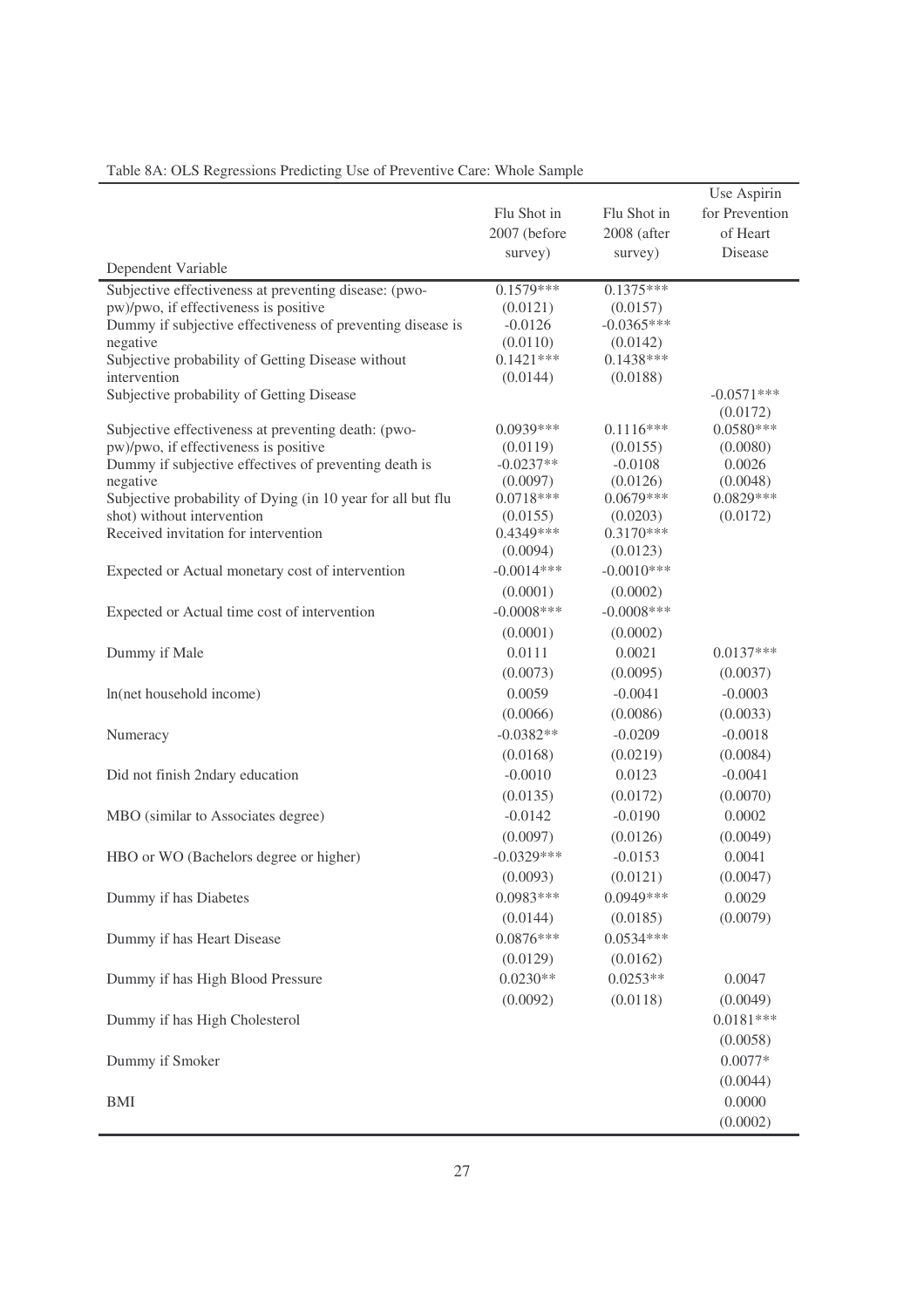Table 8A: OLS Regressions Predicting Use of Preventive Care: Whole Sample

| Dependent Variable | Flu Shot in 2007 (before survey) | Flu Shot in 2008 (after survey) | Use Aspirin for Prevention of Heart Disease |
|---|---|---|---|
| Subjective effectiveness at preventing disease: (pwo-pw)/pwo, if effectiveness is positive | 0.1579*** | 0.1375*** | |
| | (0.0121) | (0.0157) | |
| Dummy if subjective effectiveness of preventing disease is negative | -0.0126 | -0.0365*** | |
| | (0.0110) | (0.0142) | |
| Subjective probability of Getting Disease without intervention | 0.1421*** | 0.1438*** | |
| | (0.0144) | (0.0188) | |
| Subjective probability of Getting Disease | | | -0.0571*** |
| | | | (0.0172) |
| Subjective effectiveness at preventing death: (pwo-pw)/pwo, if effectiveness is positive | 0.0939*** | 0.1116*** | 0.0580*** |
| | (0.0119) | (0.0155) | (0.0080) |
| Dummy if subjective effectives of preventing death is negative | -0.0237** | -0.0108 | 0.0026 |
| | (0.0097) | (0.0126) | (0.0048) |
| Subjective probability of Dying (in 10 year for all but flu shot) without intervention | 0.0718*** | 0.0679*** | 0.0829*** |
| | (0.0155) | (0.0203) | (0.0172) |
| Received invitation for intervention | 0.4349*** | 0.3170*** | |
| | (0.0094) | (0.0123) | |
| Expected or Actual monetary cost of intervention | -0.0014*** | -0.0010*** | |
| | (0.0001) | (0.0002) | |
| Expected or Actual time cost of intervention | -0.0008*** | -0.0008*** | |
| | (0.0001) | (0.0002) | |
| Dummy if Male | 0.0111 | 0.0021 | 0.0137*** |
| | (0.0073) | (0.0095) | (0.0037) |
| ln(net household income) | 0.0059 | -0.0041 | -0.0003 |
| | (0.0066) | (0.0086) | (0.0033) |
| Numeracy | -0.0382** | -0.0209 | -0.0018 |
| | (0.0168) | (0.0219) | (0.0084) |
| Did not finish 2ndary education | -0.0010 | 0.0123 | -0.0041 |
| | (0.0135) | (0.0172) | (0.0070) |
| MBO (similar to Associates degree) | -0.0142 | -0.0190 | 0.0002 |
| | (0.0097) | (0.0126) | (0.0049) |
| HBO or WO (Bachelors degree or higher) | -0.0329*** | -0.0153 | 0.0041 |
| | (0.0093) | (0.0121) | (0.0047) |
| Dummy if has Diabetes | 0.0983*** | 0.0949*** | 0.0029 |
| | (0.0144) | (0.0185) | (0.0079) |
| Dummy if has Heart Disease | 0.0876*** | 0.0534*** | |
| | (0.0129) | (0.0162) | |
| Dummy if has High Blood Pressure | 0.0230** | 0.0253** | 0.0047 |
| | (0.0092) | (0.0118) | (0.0049) |
| Dummy if has High Cholesterol | | | 0.0181*** |
| | | | (0.0058) |
| Dummy if Smoker | | | 0.0077* |
| | | | (0.0044) |
| BMI | | | 0.0000 |
| | | | (0.0002) |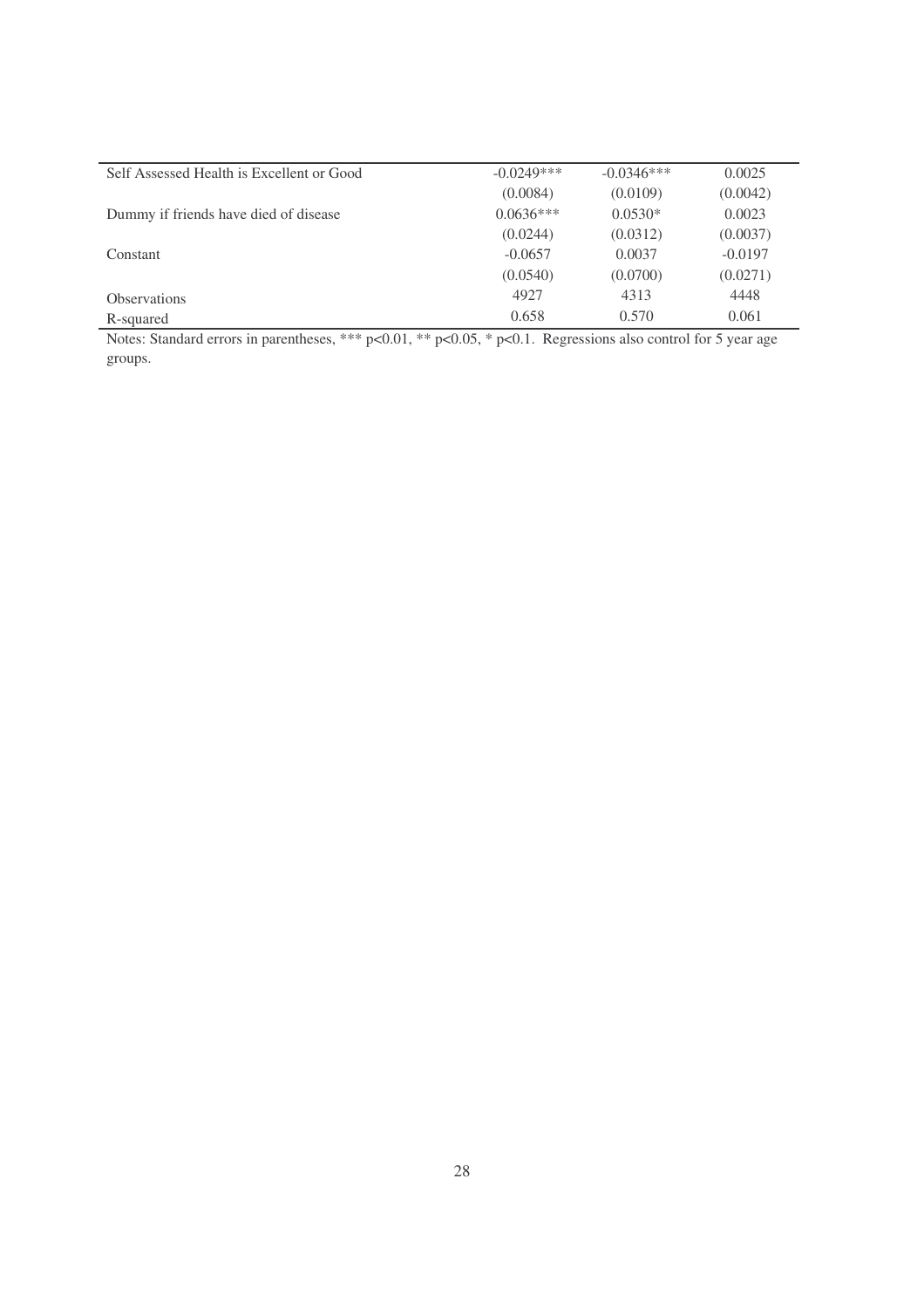| | | | |
|---|---|---|---|
| Self Assessed Health is Excellent or Good | -0.0249*** | -0.0346*** | 0.0025 |
| | (0.0084) | (0.0109) | (0.0042) |
| Dummy if friends have died of disease | 0.0636*** | 0.0530* | 0.0023 |
| | (0.0244) | (0.0312) | (0.0037) |
| Constant | -0.0657 | 0.0037 | -0.0197 |
| | (0.0540) | (0.0700) | (0.0271) |
| Observations | 4927 | 4313 | 4448 |
| R-squared | 0.658 | 0.570 | 0.061 |

Notes: Standard errors in parentheses, *** p<0.01, ** p<0.05, * p<0.1. Regressions also control for 5 year age groups.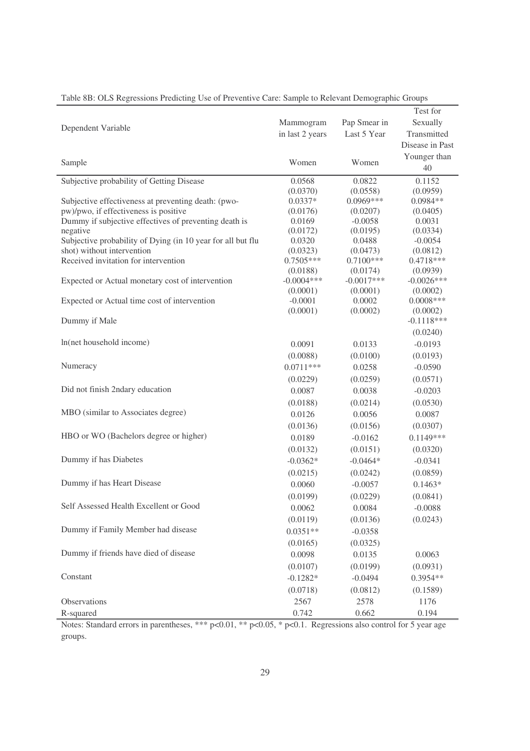Table 8B: OLS Regressions Predicting Use of Preventive Care: Sample to Relevant Demographic Groups

| Dependent Variable | Mammogram in last 2 years | Pap Smear in Last 5 Year | Test for Sexually Transmitted Disease in Past |
|---|---|---|---|
| Sample | Women | Women | Younger than 40 |
| Subjective probability of Getting Disease | 0.0568 | 0.0822 | 0.1152 |
| | (0.0370) | (0.0558) | (0.0959) |
| Subjective effectiveness at preventing death: (pwo-pw)/pwo, if effectiveness is positive | 0.0337* | 0.0969*** | 0.0984** |
| | (0.0176) | (0.0207) | (0.0405) |
| Dummy if subjective effectives of preventing death is negative | 0.0169 | -0.0058 | 0.0031 |
| | (0.0172) | (0.0195) | (0.0334) |
| Subjective probability of Dying (in 10 year for all but flu shot) without intervention | 0.0320 | 0.0488 | -0.0054 |
| | (0.0323) | (0.0473) | (0.0812) |
| Received invitation for intervention | 0.7505*** | 0.7100*** | 0.4718*** |
| | (0.0188) | (0.0174) | (0.0939) |
| Expected or Actual monetary cost of intervention | -0.0004*** | -0.0017*** | -0.0026*** |
| | (0.0001) | (0.0001) | (0.0002) |
| Expected or Actual time cost of intervention | -0.0001 | 0.0002 | 0.0008*** |
| | (0.0001) | (0.0002) | (0.0002) |
| Dummy if Male | | | -0.1118*** |
| | | | (0.0240) |
| ln(net household income) | 0.0091 | 0.0133 | -0.0193 |
| | (0.0088) | (0.0100) | (0.0193) |
| Numeracy | 0.0711*** | 0.0258 | -0.0590 |
| | (0.0229) | (0.0259) | (0.0571) |
| Did not finish 2ndary education | 0.0087 | 0.0038 | -0.0203 |
| | (0.0188) | (0.0214) | (0.0530) |
| MBO (similar to Associates degree) | 0.0126 | 0.0056 | 0.0087 |
| | (0.0136) | (0.0156) | (0.0307) |
| HBO or WO (Bachelors degree or higher) | 0.0189 | -0.0162 | 0.1149*** |
| | (0.0132) | (0.0151) | (0.0320) |
| Dummy if has Diabetes | -0.0362* | -0.0464* | -0.0341 |
| | (0.0215) | (0.0242) | (0.0859) |
| Dummy if has Heart Disease | 0.0060 | -0.0057 | 0.1463* |
| | (0.0199) | (0.0229) | (0.0841) |
| Self Assessed Health Excellent or Good | 0.0062 | 0.0084 | -0.0088 |
| | (0.0119) | (0.0136) | (0.0243) |
| Dummy if Family Member had disease | 0.0351** | -0.0358 | |
| | (0.0165) | (0.0325) | |
| Dummy if friends have died of disease | 0.0098 | 0.0135 | 0.0063 |
| | (0.0107) | (0.0199) | (0.0931) |
| Constant | -0.1282* | -0.0494 | 0.3954** |
| | (0.0718) | (0.0812) | (0.1589) |
| Observations | 2567 | 2578 | 1176 |
| R-squared | 0.742 | 0.662 | 0.194 |

Notes: Standard errors in parentheses, *** p<0.01, ** p<0.05, * p<0.1. Regressions also control for 5 year age groups.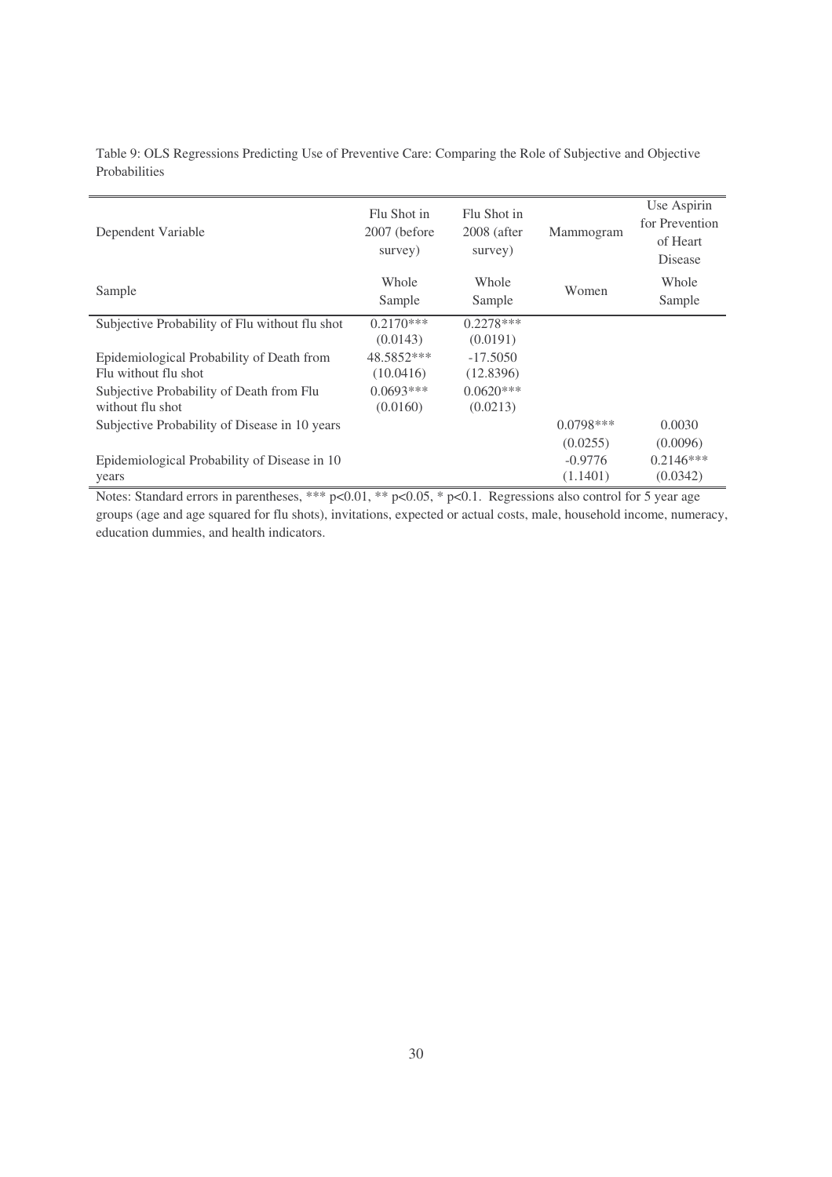Table 9: OLS Regressions Predicting Use of Preventive Care: Comparing the Role of Subjective and Objective Probabilities

| Dependent Variable | Flu Shot in 2007 (before survey) | Flu Shot in 2008 (after survey) | Mammogram | Use Aspirin for Prevention of Heart Disease |
|---|---|---|---|---|
| Sample | Whole Sample | Whole Sample | Women | Whole Sample |
| Subjective Probability of Flu without flu shot | 0.2170*** | 0.2278*** | | |
| | (0.0143) | (0.0191) | | |
| Epidemiological Probability of Death from Flu without flu shot | 48.5852*** | -17.5050 | | |
| | (10.0416) | (12.8396) | | |
| Subjective Probability of Death from Flu without flu shot | 0.0693*** | 0.0620*** | | |
| | (0.0160) | (0.0213) | | |
| Subjective Probability of Disease in 10 years | | | 0.0798*** | 0.0030 |
| | | | (0.0255) | (0.0096) |
| Epidemiological Probability of Disease in 10 years | | | -0.9776 | 0.2146*** |
| | | | (1.1401) | (0.0342) |

Notes: Standard errors in parentheses, *** $p<0.01$, ** $p<0.05$, * $p<0.1$. Regressions also control for 5 year age groups (age and age squared for flu shots), invitations, expected or actual costs, male, household income, numeracy, education dummies, and health indicators.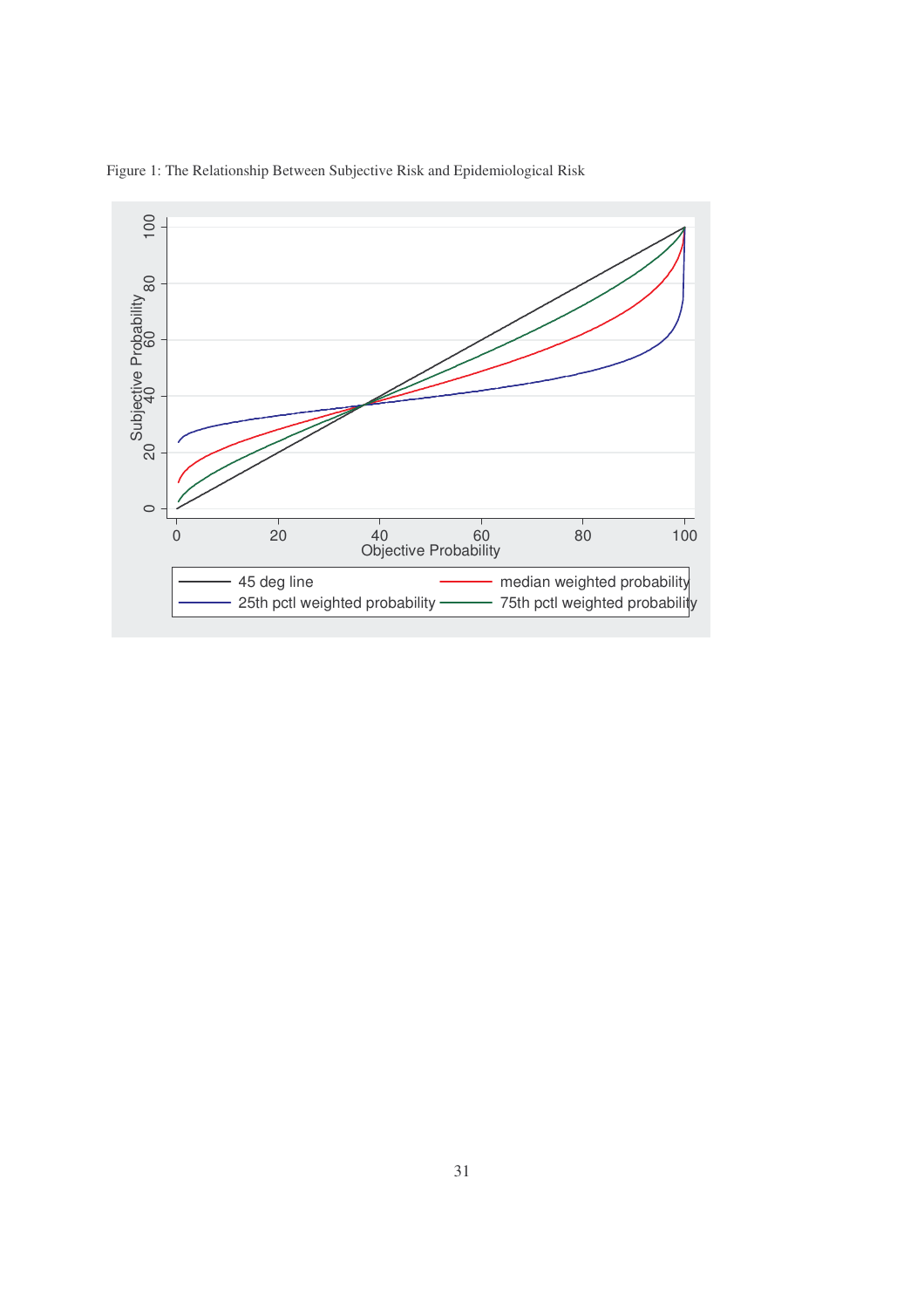Figure 1: The Relationship Between Subjective Risk and Epidemiological Risk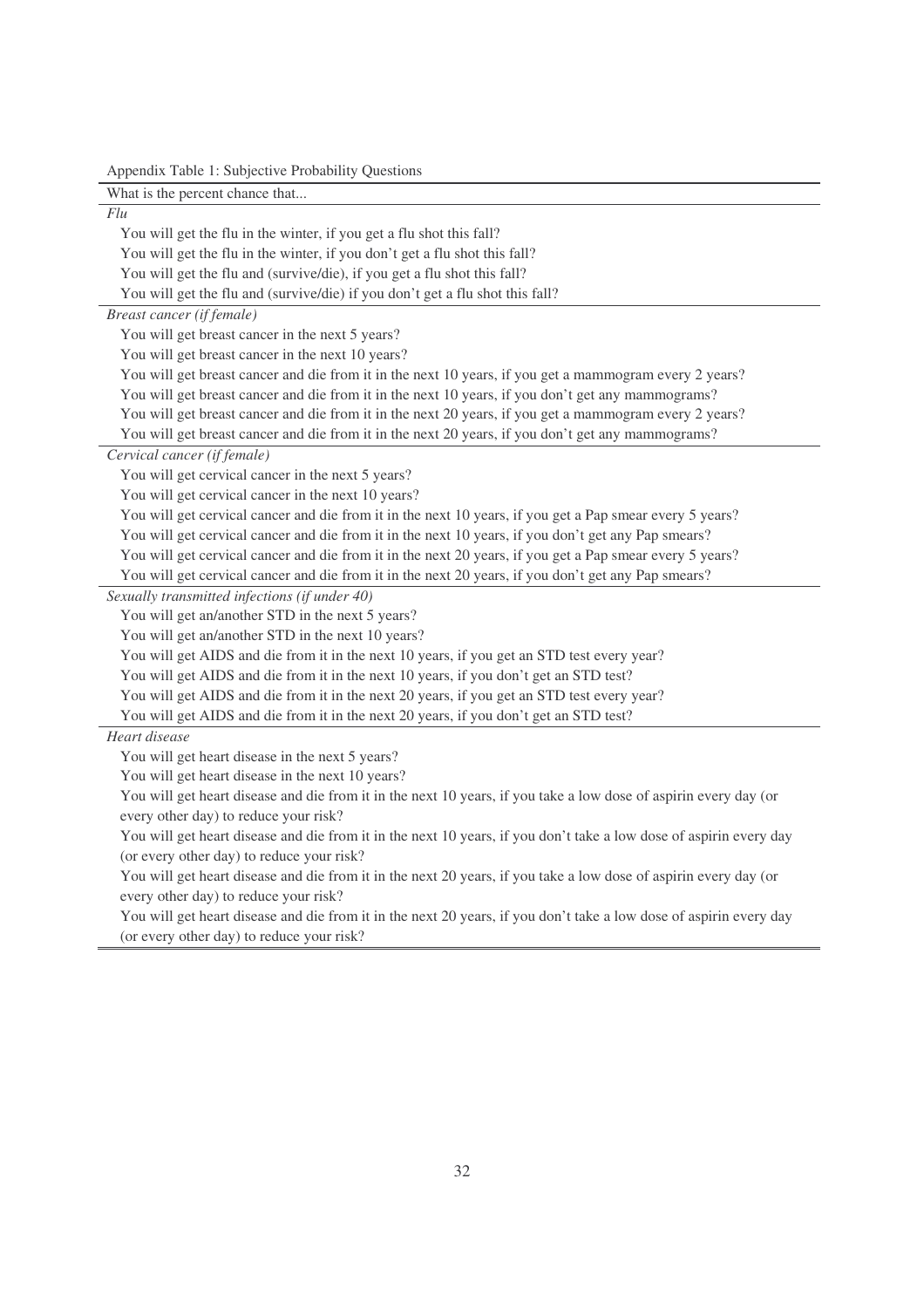Appendix Table 1: Subjective Probability Questions

| What is the percent chance that... |
|---|
| *Flu* |
| You will get the flu in the winter, if you get a flu shot this fall? |
| You will get the flu in the winter, if you don't get a flu shot this fall? |
| You will get the flu and (survive/die), if you get a flu shot this fall? |
| You will get the flu and (survive/die) if you don't get a flu shot this fall? |
| *Breast cancer (if female)* |
| You will get breast cancer in the next 5 years? |
| You will get breast cancer in the next 10 years? |
| You will get breast cancer and die from it in the next 10 years, if you get a mammogram every 2 years? |
| You will get breast cancer and die from it in the next 10 years, if you don't get any mammograms? |
| You will get breast cancer and die from it in the next 20 years, if you get a mammogram every 2 years? |
| You will get breast cancer and die from it in the next 20 years, if you don't get any mammograms? |
| *Cervical cancer (if female)* |
| You will get cervical cancer in the next 5 years? |
| You will get cervical cancer in the next 10 years? |
| You will get cervical cancer and die from it in the next 10 years, if you get a Pap smear every 5 years? |
| You will get cervical cancer and die from it in the next 10 years, if you don't get any Pap smears? |
| You will get cervical cancer and die from it in the next 20 years, if you get a Pap smear every 5 years? |
| You will get cervical cancer and die from it in the next 20 years, if you don't get any Pap smears? |
| *Sexually transmitted infections (if under 40)* |
| You will get an/another STD in the next 5 years? |
| You will get an/another STD in the next 10 years? |
| You will get AIDS and die from it in the next 10 years, if you get an STD test every year? |
| You will get AIDS and die from it in the next 10 years, if you don't get an STD test? |
| You will get AIDS and die from it in the next 20 years, if you get an STD test every year? |
| You will get AIDS and die from it in the next 20 years, if you don't get an STD test? |
| *Heart disease* |
| You will get heart disease in the next 5 years? |
| You will get heart disease in the next 10 years? |
| You will get heart disease and die from it in the next 10 years, if you take a low dose of aspirin every day (or every other day) to reduce your risk? |
| You will get heart disease and die from it in the next 10 years, if you don't take a low dose of aspirin every day (or every other day) to reduce your risk? |
| You will get heart disease and die from it in the next 20 years, if you take a low dose of aspirin every day (or every other day) to reduce your risk? |
| You will get heart disease and die from it in the next 20 years, if you don't take a low dose of aspirin every day (or every other day) to reduce your risk? |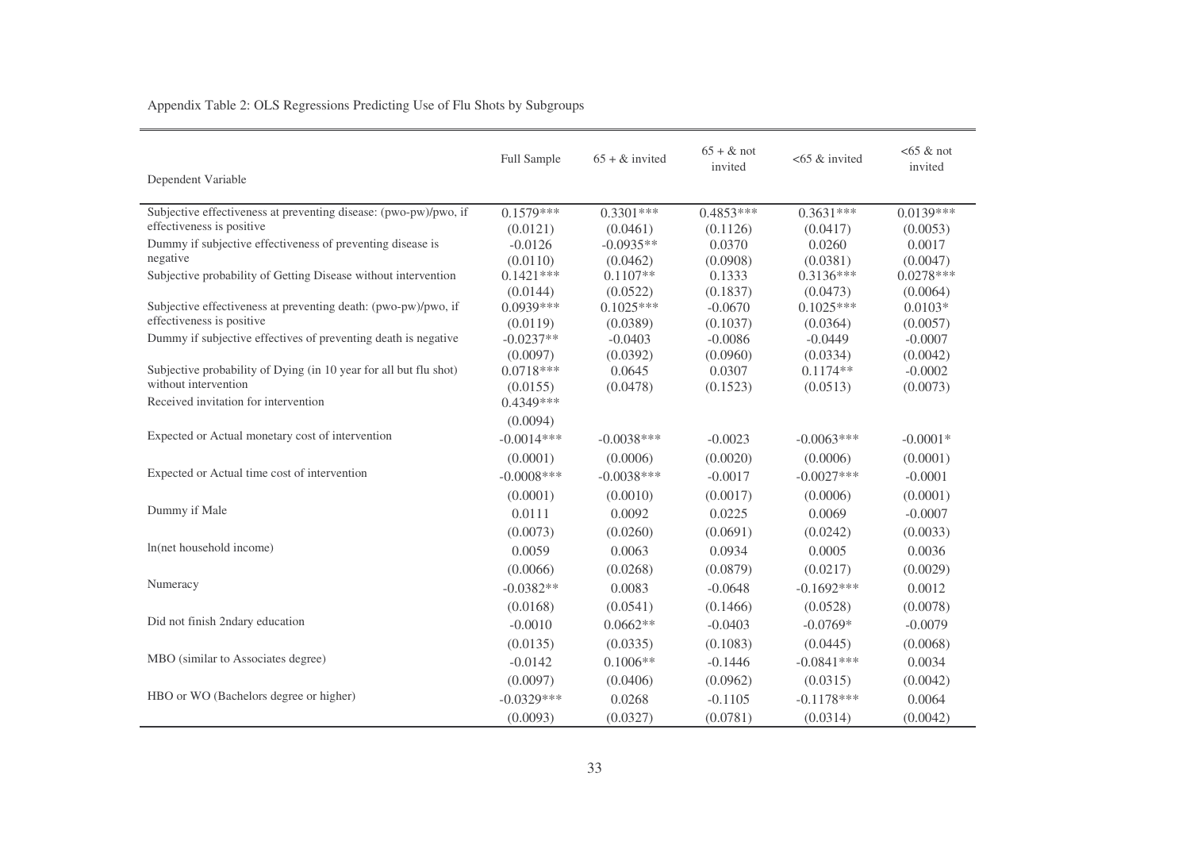Appendix Table 2: OLS Regressions Predicting Use of Flu Shots by Subgroups

| Dependent Variable | Full Sample | 65 + & invited | 65 + & not invited | <65 & invited | <65 & not invited |
|---|---|---|---|---|---|
| Subjective effectiveness at preventing disease: (pwo-pw)/pwo, if effectiveness is positive | 0.1579*** | 0.3301*** | 0.4853*** | 0.3631*** | 0.0139*** |
| | (0.0121) | (0.0461) | (0.1126) | (0.0417) | (0.0053) |
| Dummy if subjective effectiveness of preventing disease is negative | -0.0126 | -0.0935** | 0.0370 | 0.0260 | 0.0017 |
| | (0.0110) | (0.0462) | (0.0908) | (0.0381) | (0.0047) |
| Subjective probability of Getting Disease without intervention | 0.1421*** | 0.1107** | 0.1333 | 0.3136*** | 0.0278*** |
| | (0.0144) | (0.0522) | (0.1837) | (0.0473) | (0.0064) |
| Subjective effectiveness at preventing death: (pwo-pw)/pwo, if effectiveness is positive | 0.0939*** | 0.1025*** | -0.0670 | 0.1025*** | 0.0103* |
| | (0.0119) | (0.0389) | (0.1037) | (0.0364) | (0.0057) |
| Dummy if subjective effectives of preventing death is negative | -0.0237** | -0.0403 | -0.0086 | -0.0449 | -0.0007 |
| | (0.0097) | (0.0392) | (0.0960) | (0.0334) | (0.0042) |
| Subjective probability of Dying (in 10 year for all but flu shot) without intervention | 0.0718*** | 0.0645 | 0.0307 | 0.1174** | -0.0002 |
| | (0.0155) | (0.0478) | (0.1523) | (0.0513) | (0.0073) |
| Received invitation for intervention | 0.4349*** | | | | |
| | (0.0094) | | | | |
| Expected or Actual monetary cost of intervention | -0.0014*** | -0.0038*** | -0.0023 | -0.0063*** | -0.0001* |
| | (0.0001) | (0.0006) | (0.0020) | (0.0006) | (0.0001) |
| Expected or Actual time cost of intervention | -0.0008*** | -0.0038*** | -0.0017 | -0.0027*** | -0.0001 |
| | (0.0001) | (0.0010) | (0.0017) | (0.0006) | (0.0001) |
| Dummy if Male | 0.0111 | 0.0092 | 0.0225 | 0.0069 | -0.0007 |
| | (0.0073) | (0.0260) | (0.0691) | (0.0242) | (0.0033) |
| ln(net household income) | 0.0059 | 0.0063 | 0.0934 | 0.0005 | 0.0036 |
| | (0.0066) | (0.0268) | (0.0879) | (0.0217) | (0.0029) |
| Numeracy | -0.0382** | 0.0083 | -0.0648 | -0.1692*** | 0.0012 |
| | (0.0168) | (0.0541) | (0.1466) | (0.0528) | (0.0078) |
| Did not finish 2ndary education | -0.0010 | 0.0662** | -0.0403 | -0.0769* | -0.0079 |
| | (0.0135) | (0.0335) | (0.1083) | (0.0445) | (0.0068) |
| MBO (similar to Associates degree) | -0.0142 | 0.1006** | -0.1446 | -0.0841*** | 0.0034 |
| | (0.0097) | (0.0406) | (0.0962) | (0.0315) | (0.0042) |
| HBO or WO (Bachelors degree or higher) | -0.0329*** | 0.0268 | -0.1105 | -0.1178*** | 0.0064 |
| | (0.0093) | (0.0327) | (0.0781) | (0.0314) | (0.0042) |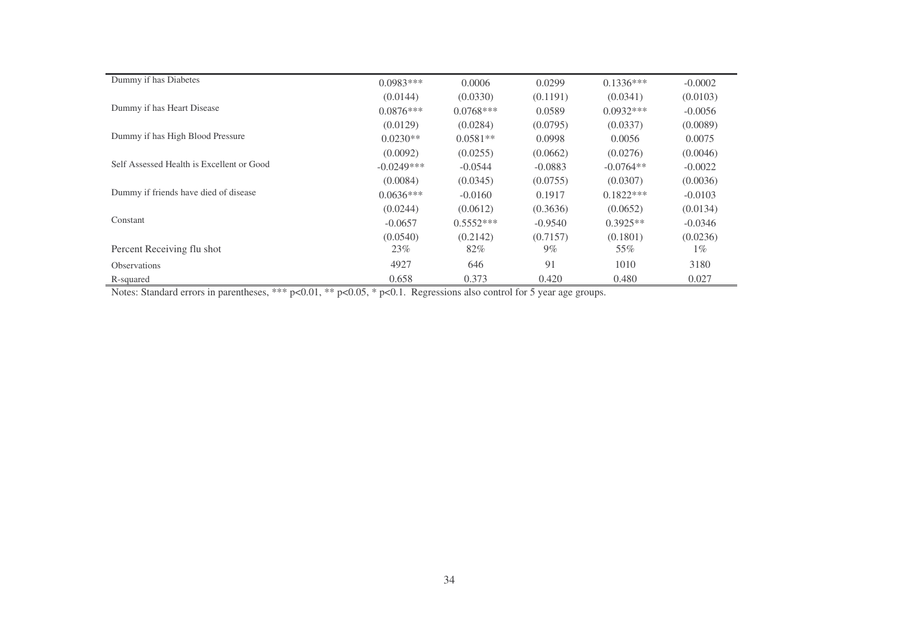| | | | | | |
|---|---|---|---|---|---|
| Dummy if has Diabetes | 0.0983*** | 0.0006 | 0.0299 | 0.1336*** | -0.0002 |
| | (0.0144) | (0.0330) | (0.1191) | (0.0341) | (0.0103) |
| Dummy if has Heart Disease | 0.0876*** | 0.0768*** | 0.0589 | 0.0932*** | -0.0056 |
| | (0.0129) | (0.0284) | (0.0795) | (0.0337) | (0.0089) |
| Dummy if has High Blood Pressure | 0.0230** | 0.0581** | 0.0998 | 0.0056 | 0.0075 |
| | (0.0092) | (0.0255) | (0.0662) | (0.0276) | (0.0046) |
| Self Assessed Health is Excellent or Good | -0.0249*** | -0.0544 | -0.0883 | -0.0764** | -0.0022 |
| | (0.0084) | (0.0345) | (0.0755) | (0.0307) | (0.0036) |
| Dummy if friends have died of disease | 0.0636*** | -0.0160 | 0.1917 | 0.1822*** | -0.0103 |
| | (0.0244) | (0.0612) | (0.3636) | (0.0652) | (0.0134) |
| Constant | -0.0657 | 0.5552*** | -0.9540 | 0.3925** | -0.0346 |
| | (0.0540) | (0.2142) | (0.7157) | (0.1801) | (0.0236) |
| Percent Receiving flu shot | 23% | 82% | 9% | 55% | 1% |
| Observations | 4927 | 646 | 91 | 1010 | 3180 |
| R-squared | 0.658 | 0.373 | 0.420 | 0.480 | 0.027 |

Notes: Standard errors in parentheses, *** p<0.01, ** p<0.05, * p<0.1. Regressions also control for 5 year age groups.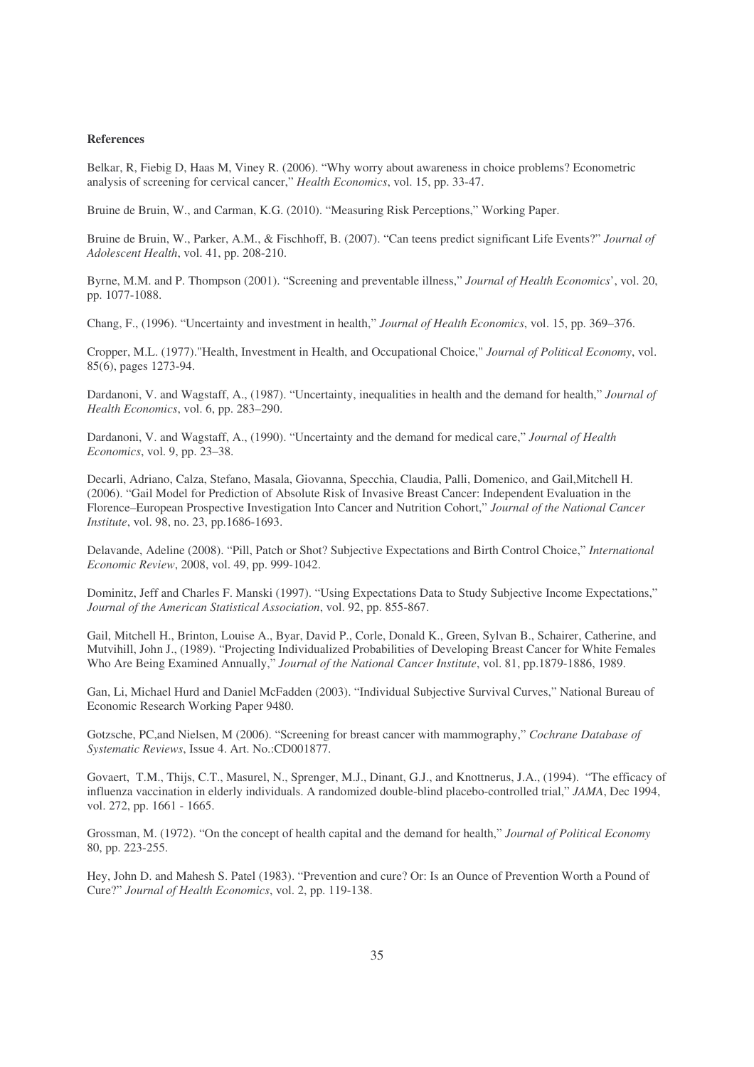**References**

Belkar, R, Fiebig D, Haas M, Viney R. (2006). "Why worry about awareness in choice problems? Econometric analysis of screening for cervical cancer," *Health Economics*, vol. 15, pp. 33-47.

Bruine de Bruin, W., and Carman, K.G. (2010). "Measuring Risk Perceptions," Working Paper.

Bruine de Bruin, W., Parker, A.M., & Fischhoff, B. (2007). "Can teens predict significant Life Events?" *Journal of Adolescent Health*, vol. 41, pp. 208-210.

Byrne, M.M. and P. Thompson (2001). "Screening and preventable illness," *Journal of Health Economics*', vol. 20, pp. 1077-1088.

Chang, F., (1996). "Uncertainty and investment in health," *Journal of Health Economics*, vol. 15, pp. 369–376.

Cropper, M.L. (1977)."Health, Investment in Health, and Occupational Choice," *Journal of Political Economy*, vol. 85(6), pages 1273-94.

Dardanoni, V. and Wagstaff, A., (1987). "Uncertainty, inequalities in health and the demand for health," *Journal of Health Economics*, vol. 6, pp. 283–290.

Dardanoni, V. and Wagstaff, A., (1990). "Uncertainty and the demand for medical care," *Journal of Health Economics*, vol. 9, pp. 23–38.

Decarli, Adriano, Calza, Stefano, Masala, Giovanna, Specchia, Claudia, Palli, Domenico, and Gail,Mitchell H. (2006). "Gail Model for Prediction of Absolute Risk of Invasive Breast Cancer: Independent Evaluation in the Florence–European Prospective Investigation Into Cancer and Nutrition Cohort," *Journal of the National Cancer Institute*, vol. 98, no. 23, pp.1686-1693.

Delavande, Adeline (2008). "Pill, Patch or Shot? Subjective Expectations and Birth Control Choice," *International Economic Review*, 2008, vol. 49, pp. 999-1042.

Dominitz, Jeff and Charles F. Manski (1997). "Using Expectations Data to Study Subjective Income Expectations," *Journal of the American Statistical Association*, vol. 92, pp. 855-867.

Gail, Mitchell H., Brinton, Louise A., Byar, David P., Corle, Donald K., Green, Sylvan B., Schairer, Catherine, and Mutvihill, John J., (1989). "Projecting Individualized Probabilities of Developing Breast Cancer for White Females Who Are Being Examined Annually," *Journal of the National Cancer Institute*, vol. 81, pp.1879-1886, 1989.

Gan, Li, Michael Hurd and Daniel McFadden (2003). "Individual Subjective Survival Curves," National Bureau of Economic Research Working Paper 9480.

Gotzsche, PC,and Nielsen, M (2006). "Screening for breast cancer with mammography," *Cochrane Database of Systematic Reviews*, Issue 4. Art. No.:CD001877.

Govaert, T.M., Thijs, C.T., Masurel, N., Sprenger, M.J., Dinant, G.J., and Knottnerus, J.A., (1994). "The efficacy of influenza vaccination in elderly individuals. A randomized double-blind placebo-controlled trial," *JAMA*, Dec 1994, vol. 272, pp. 1661 - 1665.

Grossman, M. (1972). "On the concept of health capital and the demand for health," *Journal of Political Economy* 80, pp. 223-255.

Hey, John D. and Mahesh S. Patel (1983). "Prevention and cure? Or: Is an Ounce of Prevention Worth a Pound of Cure?" *Journal of Health Economics*, vol. 2, pp. 119-138.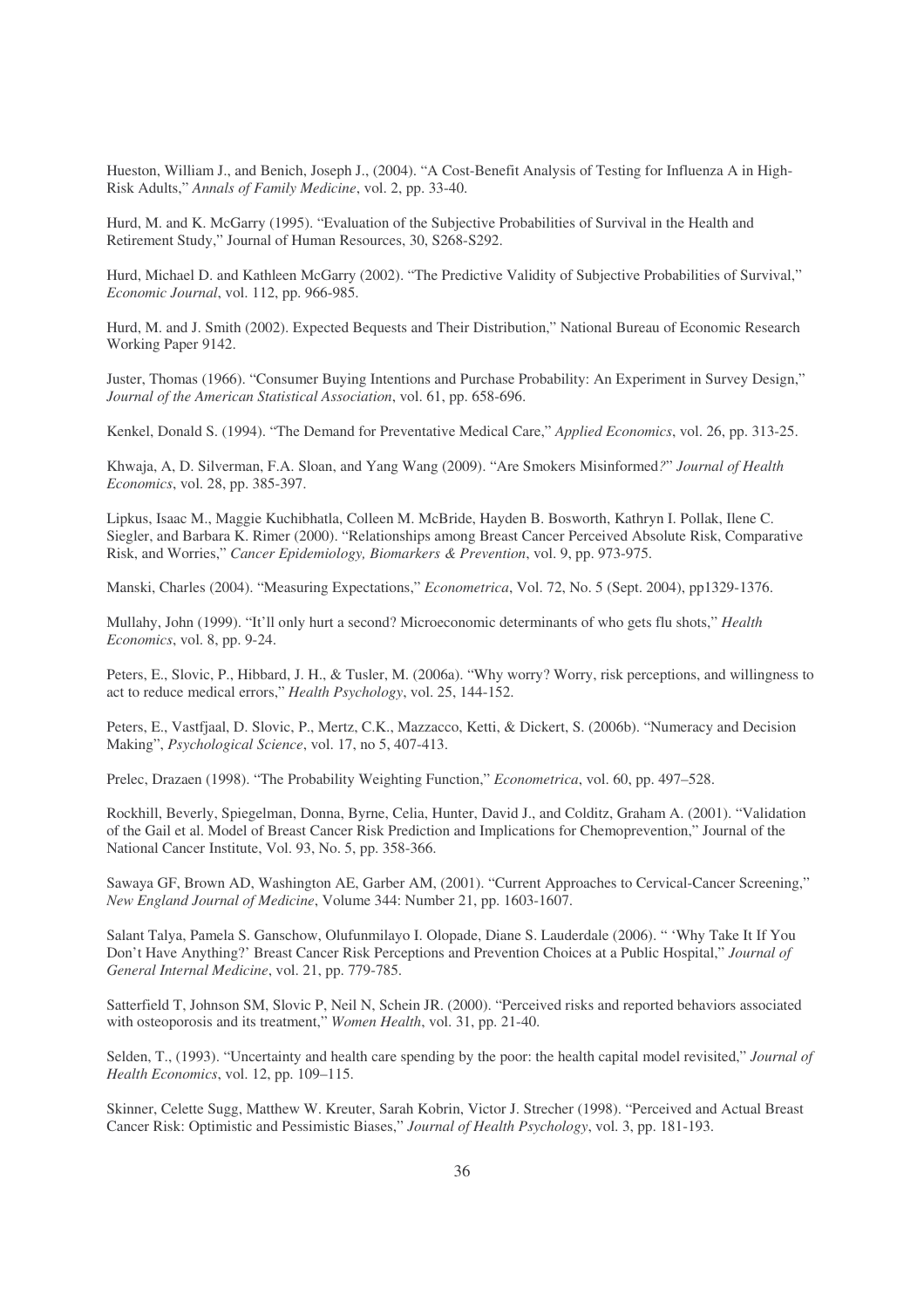Hueston, William J., and Benich, Joseph J., (2004). "A Cost-Benefit Analysis of Testing for Influenza A in High-Risk Adults," *Annals of Family Medicine*, vol. 2, pp. 33-40.

Hurd, M. and K. McGarry (1995). "Evaluation of the Subjective Probabilities of Survival in the Health and Retirement Study," Journal of Human Resources, 30, S268-S292.

Hurd, Michael D. and Kathleen McGarry (2002). "The Predictive Validity of Subjective Probabilities of Survival," *Economic Journal*, vol. 112, pp. 966-985.

Hurd, M. and J. Smith (2002). Expected Bequests and Their Distribution," National Bureau of Economic Research Working Paper 9142.

Juster, Thomas (1966). "Consumer Buying Intentions and Purchase Probability: An Experiment in Survey Design," *Journal of the American Statistical Association*, vol. 61, pp. 658-696.

Kenkel, Donald S. (1994). "The Demand for Preventative Medical Care," *Applied Economics*, vol. 26, pp. 313-25.

Khwaja, A, D. Silverman, F.A. Sloan, and Yang Wang (2009). "Are Smokers Misinformed*?*" *Journal of Health Economics*, vol. 28, pp. 385-397.

Lipkus, Isaac M., Maggie Kuchibhatla, Colleen M. McBride, Hayden B. Bosworth, Kathryn I. Pollak, Ilene C. Siegler, and Barbara K. Rimer (2000). "Relationships among Breast Cancer Perceived Absolute Risk, Comparative Risk, and Worries," *Cancer Epidemiology, Biomarkers & Prevention*, vol. 9, pp. 973-975.

Manski, Charles (2004). "Measuring Expectations," *Econometrica*, Vol. 72, No. 5 (Sept. 2004), pp1329-1376.

Mullahy, John (1999). "It'll only hurt a second? Microeconomic determinants of who gets flu shots," *Health Economics*, vol. 8, pp. 9-24.

Peters, E., Slovic, P., Hibbard, J. H., & Tusler, M. (2006a). "Why worry? Worry, risk perceptions, and willingness to act to reduce medical errors," *Health Psychology*, vol. 25, 144-152.

Peters, E., Vastfjaal, D. Slovic, P., Mertz, C.K., Mazzacco, Ketti, & Dickert, S. (2006b). "Numeracy and Decision Making", *Psychological Science*, vol. 17, no 5, 407-413.

Prelec, Drazaen (1998). "The Probability Weighting Function," *Econometrica*, vol. 60, pp. 497–528.

Rockhill, Beverly, Spiegelman, Donna, Byrne, Celia, Hunter, David J., and Colditz, Graham A. (2001). "Validation of the Gail et al. Model of Breast Cancer Risk Prediction and Implications for Chemoprevention," Journal of the National Cancer Institute, Vol. 93, No. 5, pp. 358-366.

Sawaya GF, Brown AD, Washington AE, Garber AM, (2001). "Current Approaches to Cervical-Cancer Screening," *New England Journal of Medicine*, Volume 344: Number 21, pp. 1603-1607.

Salant Talya, Pamela S. Ganschow, Olufunmilayo I. Olopade, Diane S. Lauderdale (2006). " 'Why Take It If You Don't Have Anything?' Breast Cancer Risk Perceptions and Prevention Choices at a Public Hospital," *Journal of General Internal Medicine*, vol. 21, pp. 779-785.

Satterfield T, Johnson SM, Slovic P, Neil N, Schein JR. (2000). "Perceived risks and reported behaviors associated with osteoporosis and its treatment," *Women Health*, vol. 31, pp. 21-40.

Selden, T., (1993). "Uncertainty and health care spending by the poor: the health capital model revisited," *Journal of Health Economics*, vol. 12, pp. 109–115.

Skinner, Celette Sugg, Matthew W. Kreuter, Sarah Kobrin, Victor J. Strecher (1998). "Perceived and Actual Breast Cancer Risk: Optimistic and Pessimistic Biases," *Journal of Health Psychology*, vol. 3, pp. 181-193.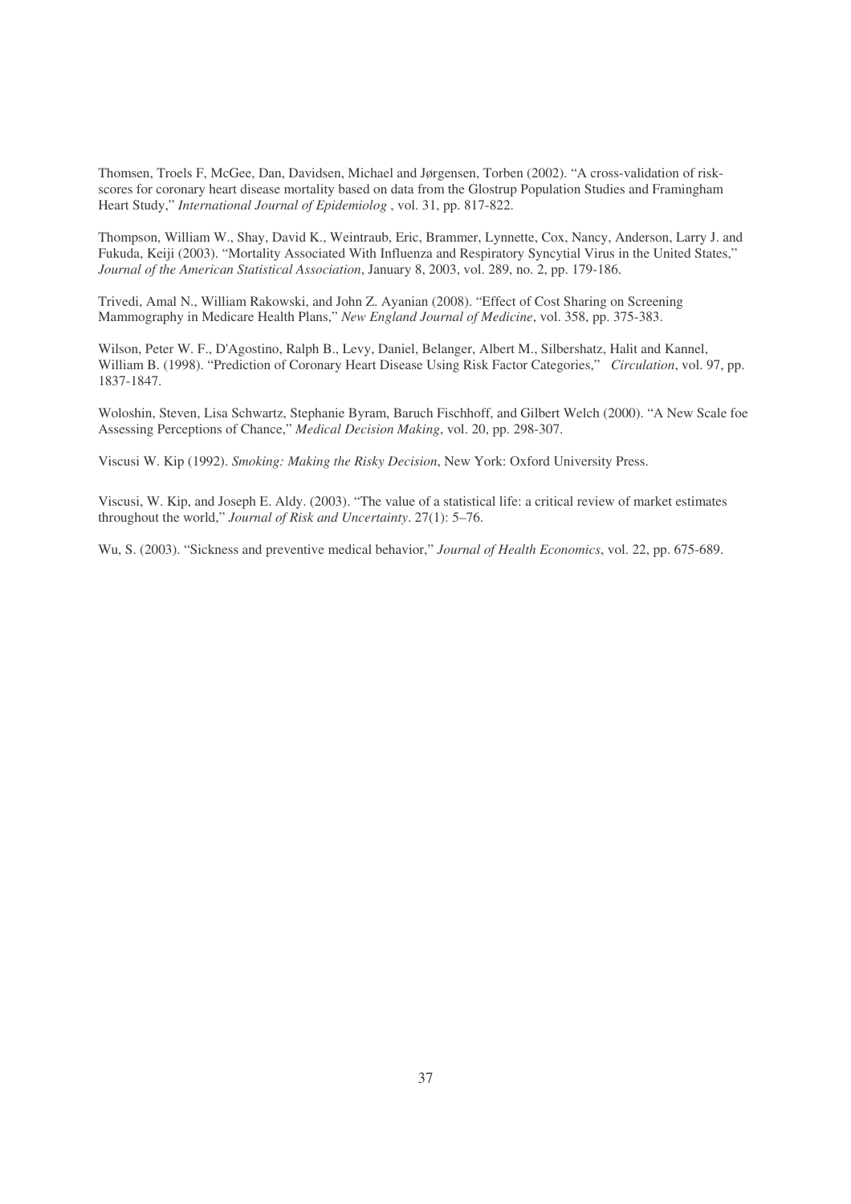Thomsen, Troels F, McGee, Dan, Davidsen, Michael and Jørgensen, Torben (2002). "A cross-validation of risk-scores for coronary heart disease mortality based on data from the Glostrup Population Studies and Framingham Heart Study," *International Journal of Epidemiolog* , vol. 31, pp. 817-822.

Thompson, William W., Shay, David K., Weintraub, Eric, Brammer, Lynnette, Cox, Nancy, Anderson, Larry J. and Fukuda, Keiji (2003). "Mortality Associated With Influenza and Respiratory Syncytial Virus in the United States," *Journal of the American Statistical Association*, January 8, 2003, vol. 289, no. 2, pp. 179-186.

Trivedi, Amal N., William Rakowski, and John Z. Ayanian (2008). "Effect of Cost Sharing on Screening Mammography in Medicare Health Plans," *New England Journal of Medicine*, vol. 358, pp. 375-383.

Wilson, Peter W. F., D'Agostino, Ralph B., Levy, Daniel, Belanger, Albert M., Silbershatz, Halit and Kannel, William B. (1998). "Prediction of Coronary Heart Disease Using Risk Factor Categories," *Circulation*, vol. 97, pp. 1837-1847.

Woloshin, Steven, Lisa Schwartz, Stephanie Byram, Baruch Fischhoff, and Gilbert Welch (2000). "A New Scale foe Assessing Perceptions of Chance," *Medical Decision Making*, vol. 20, pp. 298-307.

Viscusi W. Kip (1992). *Smoking: Making the Risky Decision*, New York: Oxford University Press.

Viscusi, W. Kip, and Joseph E. Aldy. (2003). "The value of a statistical life: a critical review of market estimates throughout the world," *Journal of Risk and Uncertainty*. 27(1): 5–76.

Wu, S. (2003). "Sickness and preventive medical behavior," *Journal of Health Economics*, vol. 22, pp. 675-689.